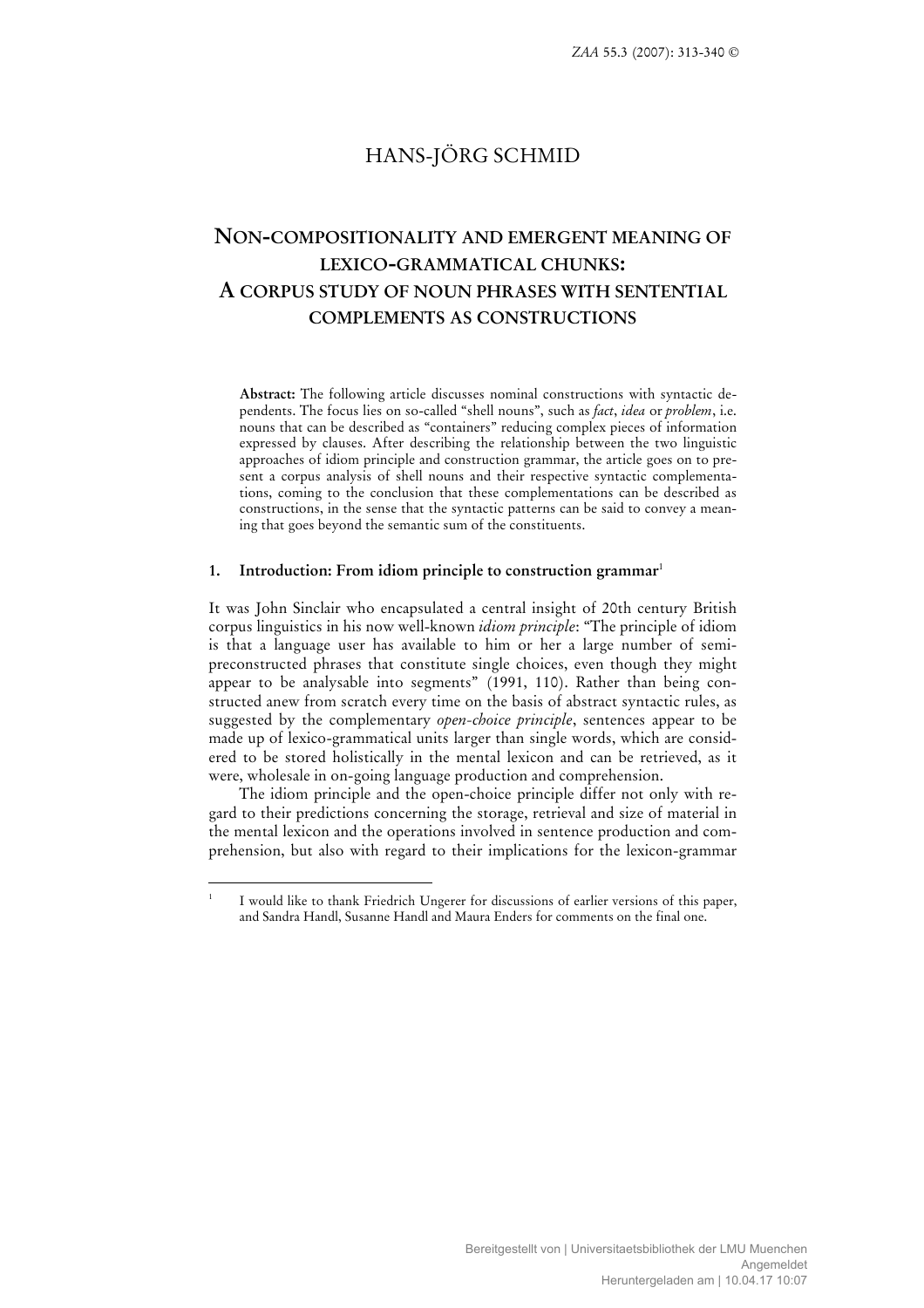# HANS-JÖRG SCHMID

## NON-COMPOSITIONALITY AND EMERGENT MEANING OF LEXICO-GRAMMATICAL CHUNKS: A CORPUS STUDY OF NOUN PHRASES WITH SENTENTIAL COMPLEMENTS AS CONSTRUCTIONS

**Abstract:** The following article discusses nominal constructions with syntactic dependents. The focus lies on so-called "shell nouns", such as *fact*, *idea* or *problem*, i.e. nouns that can be described as "containers" reducing complex pieces of information expressed by clauses. After describing the relationship between the two linguistic approaches of idiom principle and construction grammar, the article goes on to present a corpus analysis of shell nouns and their respective syntactic complementations, coming to the conclusion that these complementations can be described as constructions, in the sense that the syntactic patterns can be said to convey a meaning that goes beyond the semantic sum of the constituents.

### 1. Introduction: From idiom principle to construction grammar[1]

It was John Sinclair who encapsulated a central insight of 20th century British corpus linguistics in his now well-known *idiom principle*: "The principle of idiom is that a language user has available to him or her a large number of semi-preconstructed phrases that constitute single choices, even though they might appear to be analysable into segments" (1991, 110). Rather than being constructed anew from scratch every time on the basis of abstract syntactic rules, as suggested by the complementary *open-choice principle*, sentences appear to be made up of lexico-grammatical units larger than single words, which are considered to be stored holistically in the mental lexicon and can be retrieved, as it were, wholesale in on-going language production and comprehension.

The idiom principle and the open-choice principle differ not only with regard to their predictions concerning the storage, retrieval and size of material in the mental lexicon and the operations involved in sentence production and comprehension, but also with regard to their implications for the lexicon-grammar

---

[1] I would like to thank Friedrich Ungerer for discussions of earlier versions of this paper, and Sandra Handl, Susanne Handl and Maura Enders for comments on the final one.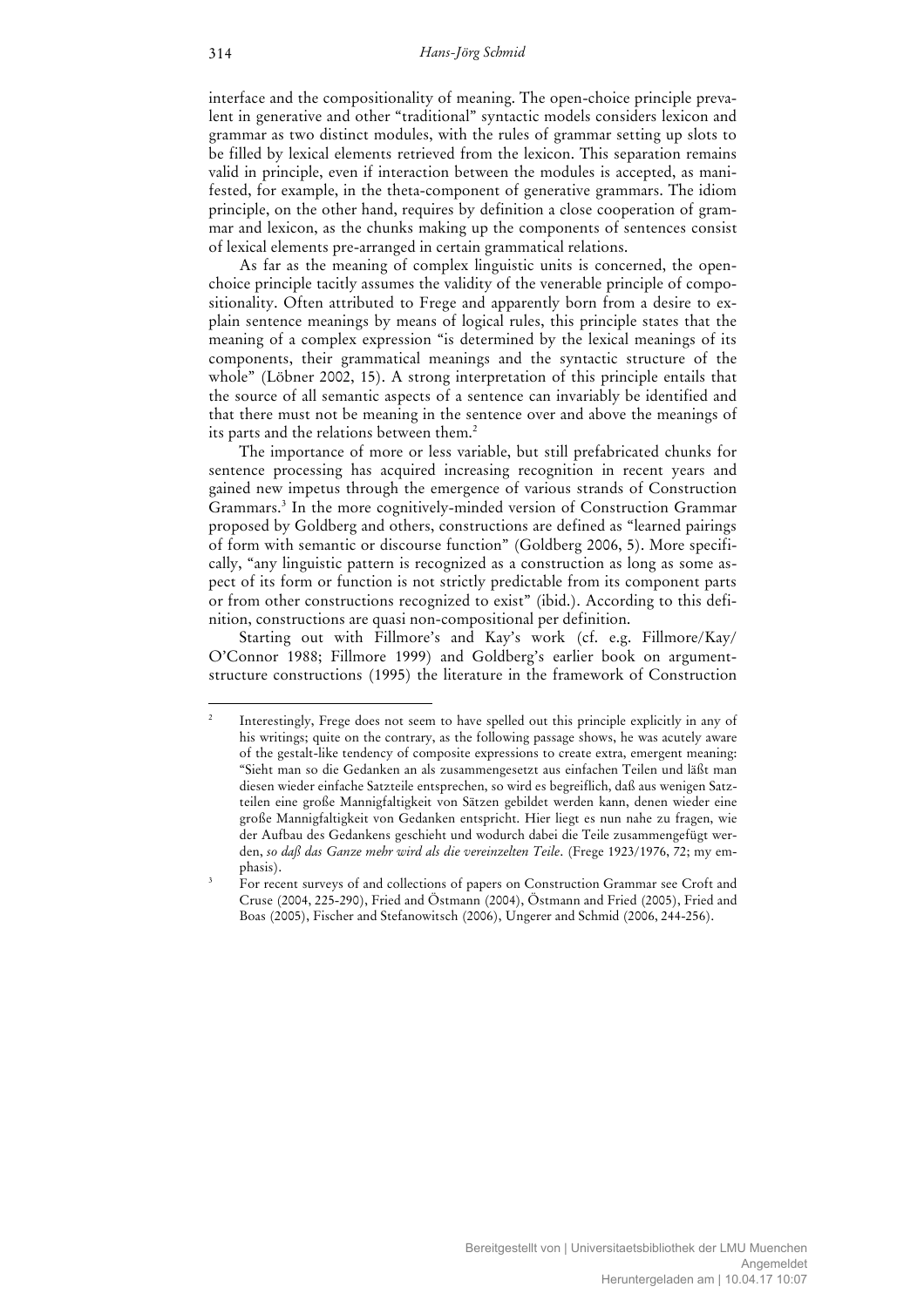interface and the compositionality of meaning. The open-choice principle prevalent in generative and other "traditional" syntactic models considers lexicon and grammar as two distinct modules, with the rules of grammar setting up slots to be filled by lexical elements retrieved from the lexicon. This separation remains valid in principle, even if interaction between the modules is accepted, as manifested, for example, in the theta-component of generative grammars. The idiom principle, on the other hand, requires by definition a close cooperation of grammar and lexicon, as the chunks making up the components of sentences consist of lexical elements pre-arranged in certain grammatical relations.

As far as the meaning of complex linguistic units is concerned, the open-choice principle tacitly assumes the validity of the venerable principle of compositionality. Often attributed to Frege and apparently born from a desire to explain sentence meanings by means of logical rules, this principle states that the meaning of a complex expression "is determined by the lexical meanings of its components, their grammatical meanings and the syntactic structure of the whole" (Löbner 2002, 15). A strong interpretation of this principle entails that the source of all semantic aspects of a sentence can invariably be identified and that there must not be meaning in the sentence over and above the meanings of its parts and the relations between them.[2]

The importance of more or less variable, but still prefabricated chunks for sentence processing has acquired increasing recognition in recent years and gained new impetus through the emergence of various strands of Construction Grammars.[3] In the more cognitively-minded version of Construction Grammar proposed by Goldberg and others, constructions are defined as "learned pairings of form with semantic or discourse function" (Goldberg 2006, 5). More specifically, "any linguistic pattern is recognized as a construction as long as some aspect of its form or function is not strictly predictable from its component parts or from other constructions recognized to exist" (ibid.). According to this definition, constructions are quasi non-compositional per definition.

Starting out with Fillmore's and Kay's work (cf. e.g. Fillmore/Kay/O'Connor 1988; Fillmore 1999) and Goldberg's earlier book on argument-structure constructions (1995) the literature in the framework of Construction

---

[2] Interestingly, Frege does not seem to have spelled out this principle explicitly in any of his writings; quite on the contrary, as the following passage shows, he was acutely aware of the gestalt-like tendency of composite expressions to create extra, emergent meaning: "Sieht man so die Gedanken an als zusammengesetzt aus einfachen Teilen und läßt man diesen wieder einfache Satzteile entsprechen, so wird es begreiflich, daß aus wenigen Satzteilen eine große Mannigfaltigkeit von Sätzen gebildet werden kann, denen wieder eine große Mannigfaltigkeit von Gedanken entspricht. Hier liegt es nun nahe zu fragen, wie der Aufbau des Gedankens geschieht und wodurch dabei die Teile zusammengefügt werden, *so daß das Ganze mehr wird als die vereinzelten Teile*. (Frege 1923/1976, 72; my emphasis).

[3] For recent surveys of and collections of papers on Construction Grammar see Croft and Cruse (2004, 225-290), Fried and Östmann (2004), Östmann and Fried (2005), Fried and Boas (2005), Fischer and Stefanowitsch (2006), Ungerer and Schmid (2006, 244-256).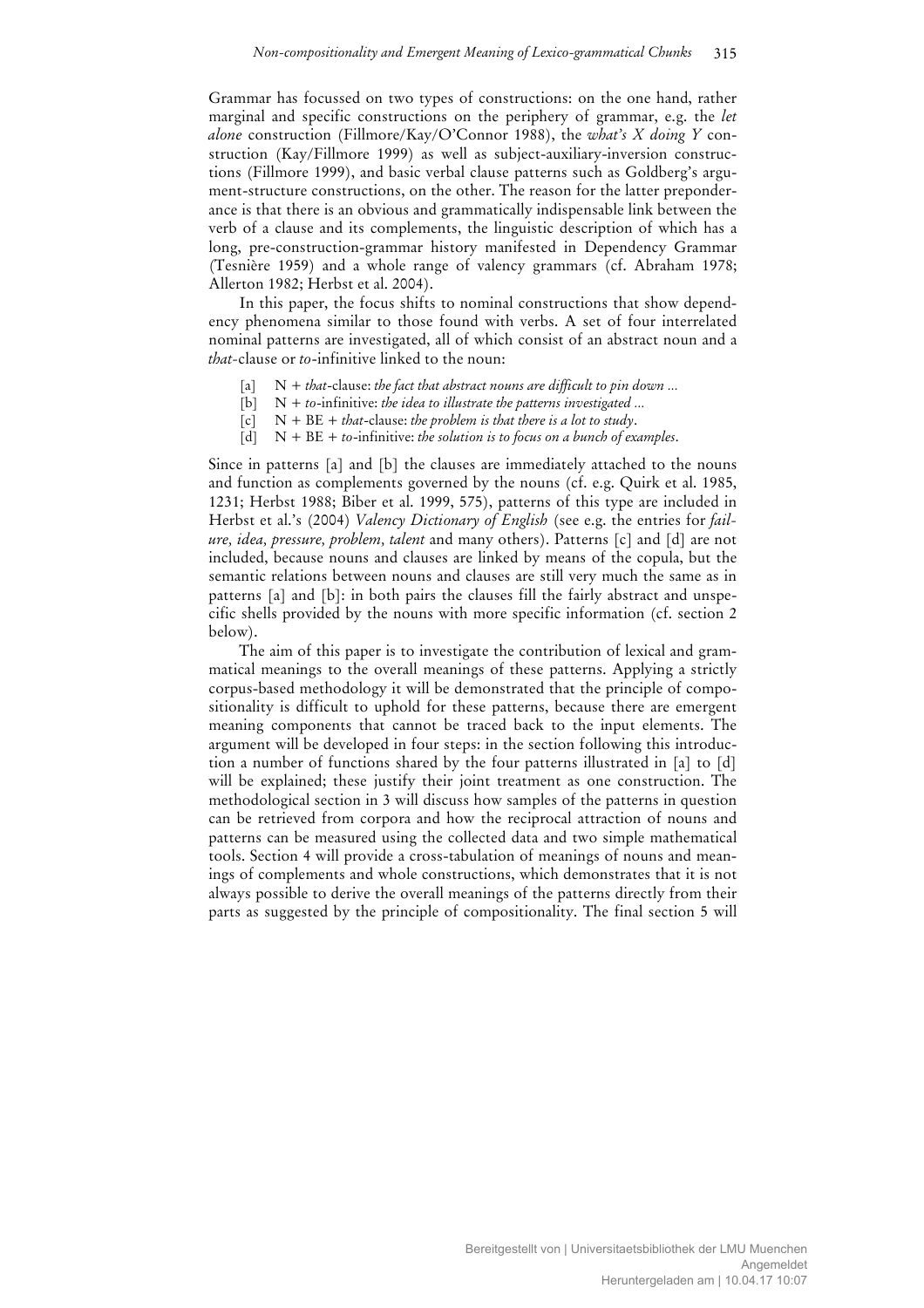Grammar has focussed on two types of constructions: on the one hand, rather marginal and specific constructions on the periphery of grammar, e.g. the *let alone* construction (Fillmore/Kay/O'Connor 1988), the *what's X doing Y* construction (Kay/Fillmore 1999) as well as subject-auxiliary-inversion constructions (Fillmore 1999), and basic verbal clause patterns such as Goldberg's argument-structure constructions, on the other. The reason for the latter preponderance is that there is an obvious and grammatically indispensable link between the verb of a clause and its complements, the linguistic description of which has a long, pre-construction-grammar history manifested in Dependency Grammar (Tesnière 1959) and a whole range of valency grammars (cf. Abraham 1978; Allerton 1982; Herbst et al. 2004).

In this paper, the focus shifts to nominal constructions that show dependency phenomena similar to those found with verbs. A set of four interrelated nominal patterns are investigated, all of which consist of an abstract noun and a *that*-clause or *to*-infinitive linked to the noun:

[a] N + *that*-clause: *the fact that abstract nouns are difficult to pin down ...*
[b] N + *to*-infinitive: *the idea to illustrate the patterns investigated ...*
[c] N + BE + *that*-clause: *the problem is that there is a lot to study*.
[d] N + BE + *to*-infinitive: *the solution is to focus on a bunch of examples*.

Since in patterns [a] and [b] the clauses are immediately attached to the nouns and function as complements governed by the nouns (cf. e.g. Quirk et al. 1985, 1231; Herbst 1988; Biber et al. 1999, 575), patterns of this type are included in Herbst et al.'s (2004) *Valency Dictionary of English* (see e.g. the entries for *failure, idea, pressure, problem, talent* and many others). Patterns [c] and [d] are not included, because nouns and clauses are linked by means of the copula, but the semantic relations between nouns and clauses are still very much the same as in patterns [a] and [b]: in both pairs the clauses fill the fairly abstract and unspecific shells provided by the nouns with more specific information (cf. section 2 below).

The aim of this paper is to investigate the contribution of lexical and grammatical meanings to the overall meanings of these patterns. Applying a strictly corpus-based methodology it will be demonstrated that the principle of compositionality is difficult to uphold for these patterns, because there are emergent meaning components that cannot be traced back to the input elements. The argument will be developed in four steps: in the section following this introduction a number of functions shared by the four patterns illustrated in [a] to [d] will be explained; these justify their joint treatment as one construction. The methodological section in 3 will discuss how samples of the patterns in question can be retrieved from corpora and how the reciprocal attraction of nouns and patterns can be measured using the collected data and two simple mathematical tools. Section 4 will provide a cross-tabulation of meanings of nouns and meanings of complements and whole constructions, which demonstrates that it is not always possible to derive the overall meanings of the patterns directly from their parts as suggested by the principle of compositionality. The final section 5 will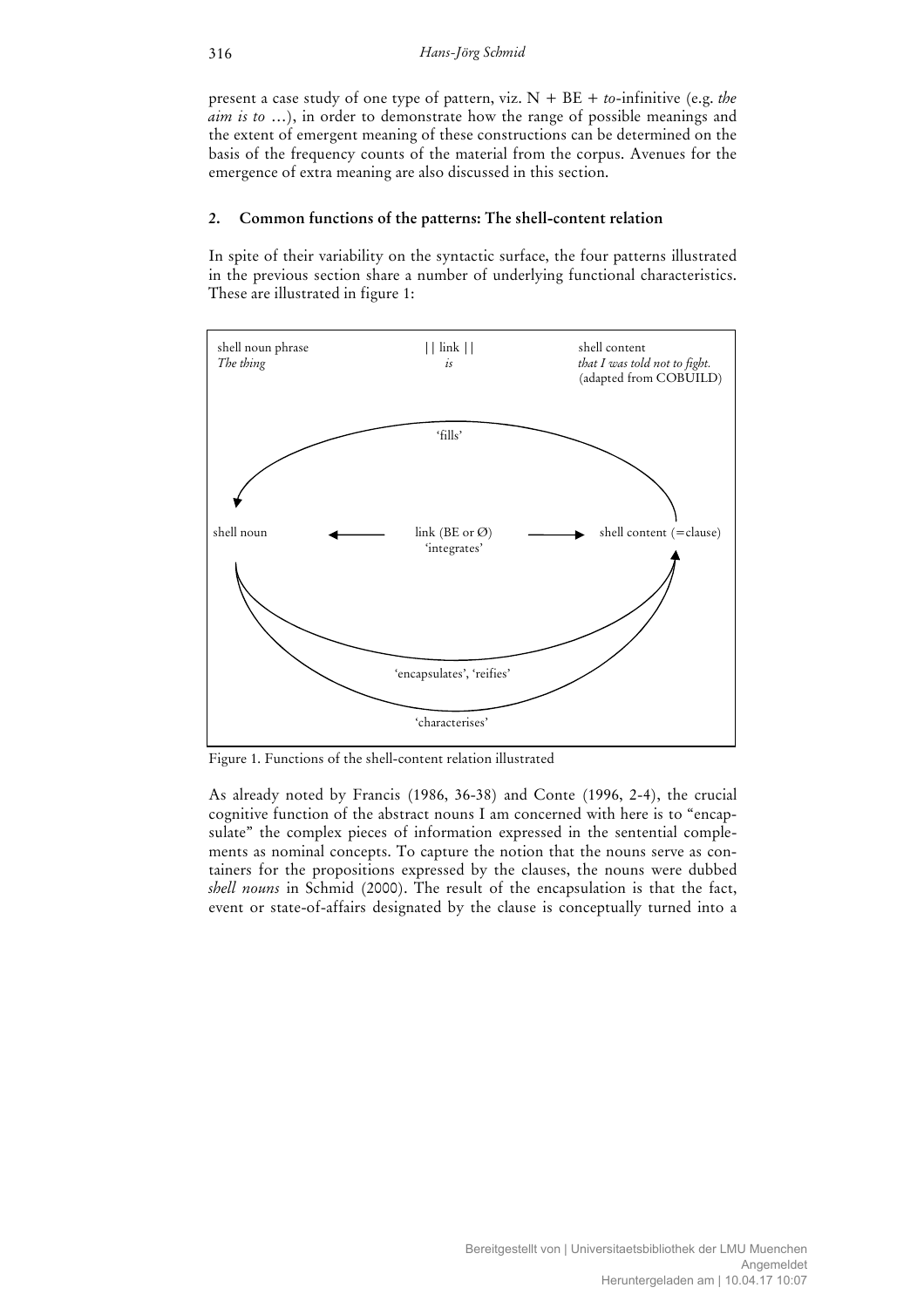present a case study of one type of pattern, viz. N + BE + *to*-infinitive (e.g. *the aim is to* …), in order to demonstrate how the range of possible meanings and the extent of emergent meaning of these constructions can be determined on the basis of the frequency counts of the material from the corpus. Avenues for the emergence of extra meaning are also discussed in this section.

## 2. Common functions of the patterns: The shell-content relation

In spite of their variability on the syntactic surface, the four patterns illustrated in the previous section share a number of underlying functional characteristics. These are illustrated in figure 1:

shell noun phrase *The thing* || link || *is* shell content *that I was told not to fight.* (adapted from COBUILD)

'fills'

shell noun ← link (BE or Ø) 'integrates' → shell content (=clause)

'encapsulates', 'reifies'

'characterises'

Figure 1. Functions of the shell-content relation illustrated

As already noted by Francis (1986, 36-38) and Conte (1996, 2-4), the crucial cognitive function of the abstract nouns I am concerned with here is to "encapsulate" the complex pieces of information expressed in the sentential complements as nominal concepts. To capture the notion that the nouns serve as containers for the propositions expressed by the clauses, the nouns were dubbed *shell nouns* in Schmid (2000). The result of the encapsulation is that the fact, event or state-of-affairs designated by the clause is conceptually turned into a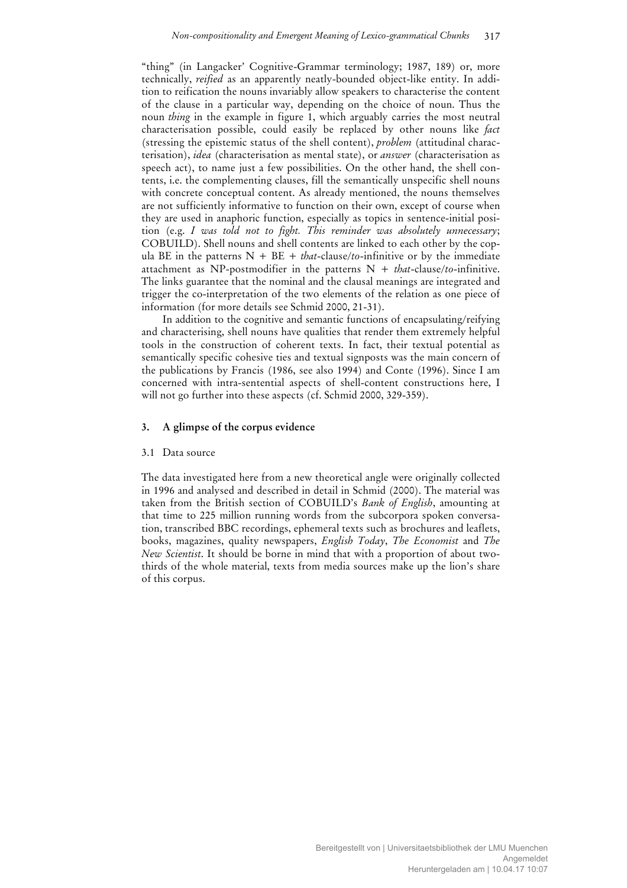"thing" (in Langacker' Cognitive-Grammar terminology; 1987, 189) or, more technically, *reified* as an apparently neatly-bounded object-like entity. In addition to reification the nouns invariably allow speakers to characterise the content of the clause in a particular way, depending on the choice of noun. Thus the noun *thing* in the example in figure 1, which arguably carries the most neutral characterisation possible, could easily be replaced by other nouns like *fact* (stressing the epistemic status of the shell content), *problem* (attitudinal characterisation), *idea* (characterisation as mental state), or *answer* (characterisation as speech act), to name just a few possibilities. On the other hand, the shell contents, i.e. the complementing clauses, fill the semantically unspecific shell nouns with concrete conceptual content. As already mentioned, the nouns themselves are not sufficiently informative to function on their own, except of course when they are used in anaphoric function, especially as topics in sentence-initial position (e.g. *I was told not to fight. This reminder was absolutely unnecessary*; COBUILD). Shell nouns and shell contents are linked to each other by the copula BE in the patterns N + BE + *that*-clause/*to*-infinitive or by the immediate attachment as NP-postmodifier in the patterns N + *that*-clause/*to*-infinitive. The links guarantee that the nominal and the clausal meanings are integrated and trigger the co-interpretation of the two elements of the relation as one piece of information (for more details see Schmid 2000, 21-31).

In addition to the cognitive and semantic functions of encapsulating/reifying and characterising, shell nouns have qualities that render them extremely helpful tools in the construction of coherent texts. In fact, their textual potential as semantically specific cohesive ties and textual signposts was the main concern of the publications by Francis (1986, see also 1994) and Conte (1996). Since I am concerned with intra-sentential aspects of shell-content constructions here, I will not go further into these aspects (cf. Schmid 2000, 329-359).

## 3. A glimpse of the corpus evidence

### 3.1 Data source

The data investigated here from a new theoretical angle were originally collected in 1996 and analysed and described in detail in Schmid (2000). The material was taken from the British section of COBUILD's *Bank of English*, amounting at that time to 225 million running words from the subcorpora spoken conversation, transcribed BBC recordings, ephemeral texts such as brochures and leaflets, books, magazines, quality newspapers, *English Today*, *The Economist* and *The New Scientist*. It should be borne in mind that with a proportion of about two-thirds of the whole material, texts from media sources make up the lion's share of this corpus.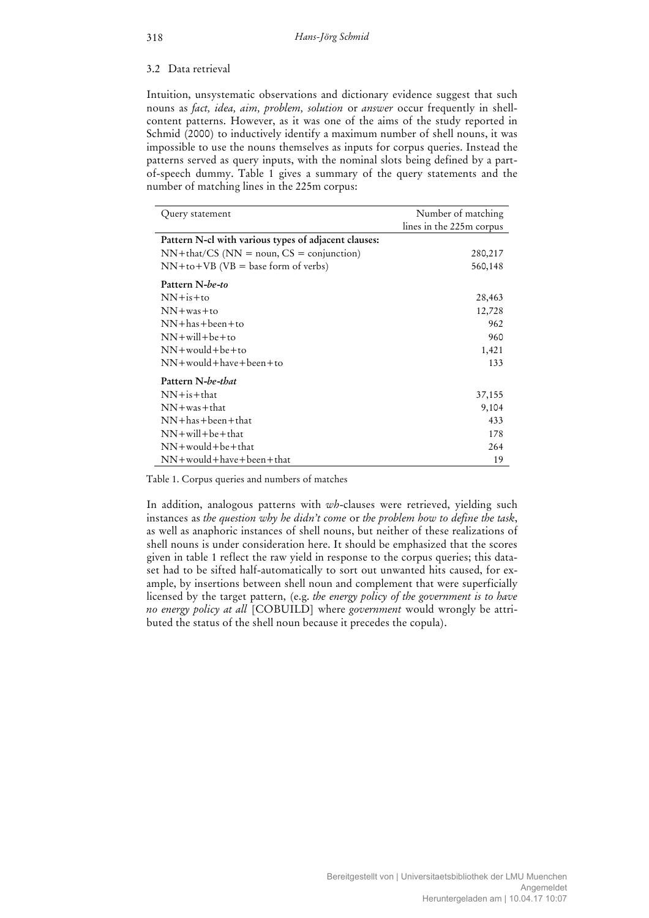### 3.2 Data retrieval

Intuition, unsystematic observations and dictionary evidence suggest that such nouns as *fact, idea, aim, problem, solution* or *answer* occur frequently in shell-content patterns. However, as it was one of the aims of the study reported in Schmid (2000) to inductively identify a maximum number of shell nouns, it was impossible to use the nouns themselves as inputs for corpus queries. Instead the patterns served as query inputs, with the nominal slots being defined by a part-of-speech dummy. Table 1 gives a summary of the query statements and the number of matching lines in the 225m corpus:

| Query statement | Number of matching lines in the 225m corpus |
|---|---|
| **Pattern N-cl with various types of adjacent clauses:** | |
| NN+that/CS (NN = noun, CS = conjunction) | 280,217 |
| NN+to+VB (VB = base form of verbs) | 560,148 |
| **Pattern N-*be-to*** | |
| NN+is+to | 28,463 |
| NN+was+to | 12,728 |
| NN+has+been+to | 962 |
| NN+will+be+to | 960 |
| NN+would+be+to | 1,421 |
| NN+would+have+been+to | 133 |
| **Pattern N-*be-that*** | |
| NN+is+that | 37,155 |
| NN+was+that | 9,104 |
| NN+has+been+that | 433 |
| NN+will+be+that | 178 |
| NN+would+be+that | 264 |
| NN+would+have+been+that | 19 |

Table 1. Corpus queries and numbers of matches

In addition, analogous patterns with *wh*-clauses were retrieved, yielding such instances as *the question why he didn't come* or *the problem how to define the task*, as well as anaphoric instances of shell nouns, but neither of these realizations of shell nouns is under consideration here. It should be emphasized that the scores given in table 1 reflect the raw yield in response to the corpus queries; this dataset had to be sifted half-automatically to sort out unwanted hits caused, for example, by insertions between shell noun and complement that were superficially licensed by the target pattern, (e.g. *the energy policy of the government is to have no energy policy at all* [COBUILD] where *government* would wrongly be attributed the status of the shell noun because it precedes the copula).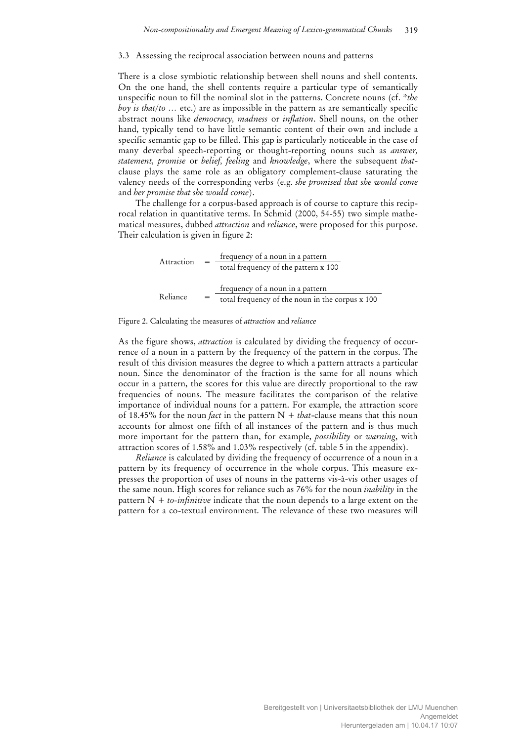### 3.3 Assessing the reciprocal association between nouns and patterns

There is a close symbiotic relationship between shell nouns and shell contents. On the one hand, the shell contents require a particular type of semantically unspecific noun to fill the nominal slot in the patterns. Concrete nouns (cf. *\*the boy is that/to …* etc.) are as impossible in the pattern as are semantically specific abstract nouns like *democracy, madness* or *inflation*. Shell nouns, on the other hand, typically tend to have little semantic content of their own and include a specific semantic gap to be filled. This gap is particularly noticeable in the case of many deverbal speech-reporting or thought-reporting nouns such as *answer, statement, promise* or *belief, feeling* and *knowledge*, where the subsequent *that*-clause plays the same role as an obligatory complement-clause saturating the valency needs of the corresponding verbs (e.g. *she promised that she would come* and *her promise that she would come*).

The challenge for a corpus-based approach is of course to capture this reciprocal relation in quantitative terms. In Schmid (2000, 54-55) two simple mathematical measures, dubbed *attraction* and *reliance*, were proposed for this purpose. Their calculation is given in figure 2:

$$\text{Attraction} = \frac{\text{frequency of a noun in a pattern}}{\text{total frequency of the pattern x 100}}$$

$$\text{Reliance} = \frac{\text{frequency of a noun in a pattern}}{\text{total frequency of the noun in the corpus x 100}}$$

Figure 2. Calculating the measures of *attraction* and *reliance*

As the figure shows, *attraction* is calculated by dividing the frequency of occurrence of a noun in a pattern by the frequency of the pattern in the corpus. The result of this division measures the degree to which a pattern attracts a particular noun. Since the denominator of the fraction is the same for all nouns which occur in a pattern, the scores for this value are directly proportional to the raw frequencies of nouns. The measure facilitates the comparison of the relative importance of individual nouns for a pattern. For example, the attraction score of 18.45% for the noun *fact* in the pattern N + *that*-clause means that this noun accounts for almost one fifth of all instances of the pattern and is thus much more important for the pattern than, for example, *possibility* or *warning*, with attraction scores of 1.58% and 1.03% respectively (cf. table 5 in the appendix).

*Reliance* is calculated by dividing the frequency of occurrence of a noun in a pattern by its frequency of occurrence in the whole corpus. This measure expresses the proportion of uses of nouns in the patterns vis-à-vis other usages of the same noun. High scores for reliance such as 76% for the noun *inability* in the pattern N + *to-infinitive* indicate that the noun depends to a large extent on the pattern for a co-textual environment. The relevance of these two measures will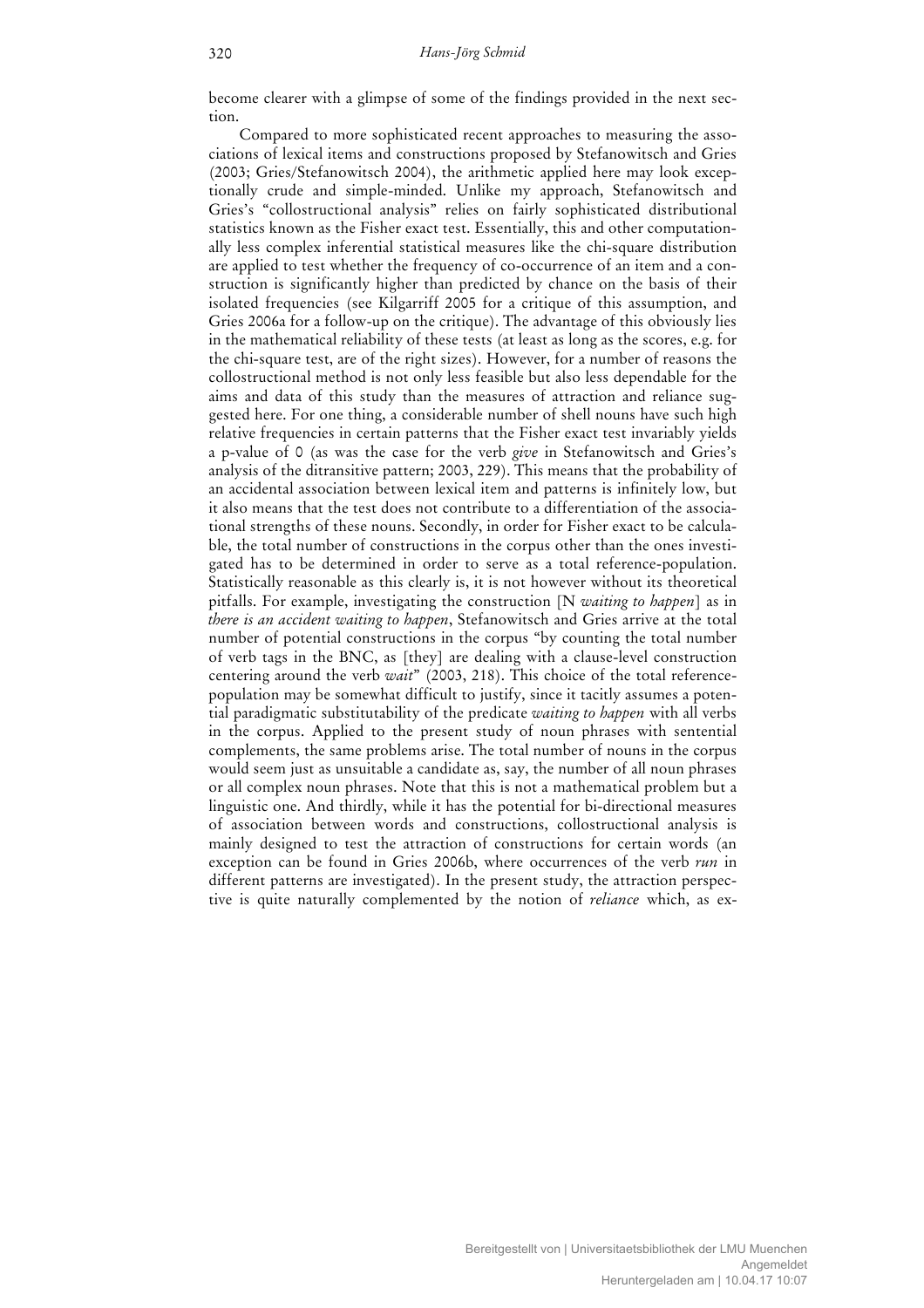become clearer with a glimpse of some of the findings provided in the next section.

Compared to more sophisticated recent approaches to measuring the associations of lexical items and constructions proposed by Stefanowitsch and Gries (2003; Gries/Stefanowitsch 2004), the arithmetic applied here may look exceptionally crude and simple-minded. Unlike my approach, Stefanowitsch and Gries's "collostructional analysis" relies on fairly sophisticated distributional statistics known as the Fisher exact test. Essentially, this and other computationally less complex inferential statistical measures like the chi-square distribution are applied to test whether the frequency of co-occurrence of an item and a construction is significantly higher than predicted by chance on the basis of their isolated frequencies (see Kilgarriff 2005 for a critique of this assumption, and Gries 2006a for a follow-up on the critique). The advantage of this obviously lies in the mathematical reliability of these tests (at least as long as the scores, e.g. for the chi-square test, are of the right sizes). However, for a number of reasons the collostructional method is not only less feasible but also less dependable for the aims and data of this study than the measures of attraction and reliance suggested here. For one thing, a considerable number of shell nouns have such high relative frequencies in certain patterns that the Fisher exact test invariably yields a p-value of 0 (as was the case for the verb *give* in Stefanowitsch and Gries's analysis of the ditransitive pattern; 2003, 229). This means that the probability of an accidental association between lexical item and patterns is infinitely low, but it also means that the test does not contribute to a differentiation of the associational strengths of these nouns. Secondly, in order for Fisher exact to be calculable, the total number of constructions in the corpus other than the ones investigated has to be determined in order to serve as a total reference-population. Statistically reasonable as this clearly is, it is not however without its theoretical pitfalls. For example, investigating the construction [N *waiting to happen*] as in *there is an accident waiting to happen*, Stefanowitsch and Gries arrive at the total number of potential constructions in the corpus "by counting the total number of verb tags in the BNC, as [they] are dealing with a clause-level construction centering around the verb *wait*" (2003, 218). This choice of the total reference-population may be somewhat difficult to justify, since it tacitly assumes a potential paradigmatic substitutability of the predicate *waiting to happen* with all verbs in the corpus. Applied to the present study of noun phrases with sentential complements, the same problems arise. The total number of nouns in the corpus would seem just as unsuitable a candidate as, say, the number of all noun phrases or all complex noun phrases. Note that this is not a mathematical problem but a linguistic one. And thirdly, while it has the potential for bi-directional measures of association between words and constructions, collostructional analysis is mainly designed to test the attraction of constructions for certain words (an exception can be found in Gries 2006b, where occurrences of the verb *run* in different patterns are investigated). In the present study, the attraction perspective is quite naturally complemented by the notion of *reliance* which, as ex-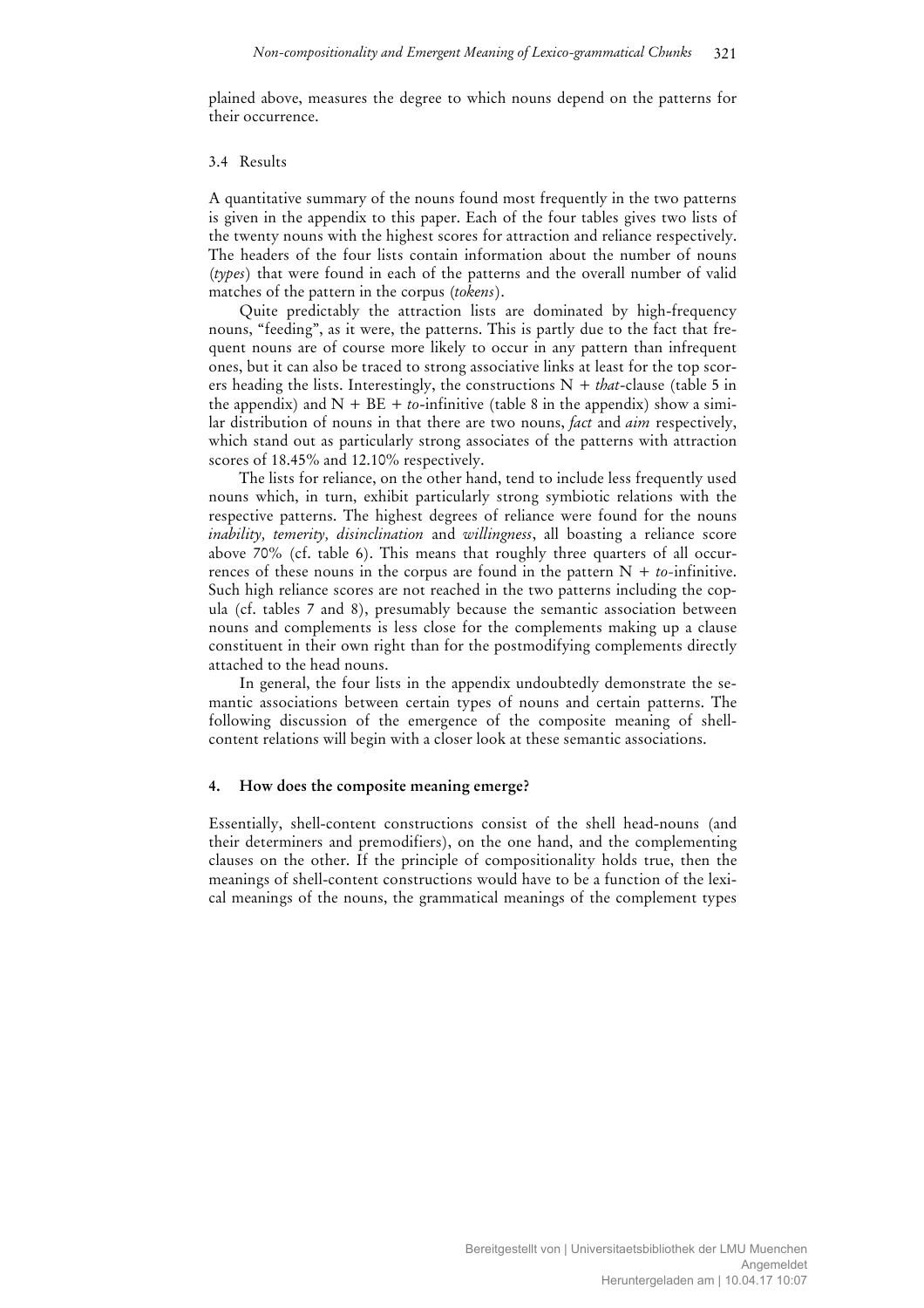plained above, measures the degree to which nouns depend on the patterns for their occurrence.

### 3.4 Results

A quantitative summary of the nouns found most frequently in the two patterns is given in the appendix to this paper. Each of the four tables gives two lists of the twenty nouns with the highest scores for attraction and reliance respectively. The headers of the four lists contain information about the number of nouns (*types*) that were found in each of the patterns and the overall number of valid matches of the pattern in the corpus (*tokens*).

Quite predictably the attraction lists are dominated by high-frequency nouns, "feeding", as it were, the patterns. This is partly due to the fact that frequent nouns are of course more likely to occur in any pattern than infrequent ones, but it can also be traced to strong associative links at least for the top scorers heading the lists. Interestingly, the constructions N + *that*-clause (table 5 in the appendix) and N + BE + *to*-infinitive (table 8 in the appendix) show a similar distribution of nouns in that there are two nouns, *fact* and *aim* respectively, which stand out as particularly strong associates of the patterns with attraction scores of 18.45% and 12.10% respectively.

The lists for reliance, on the other hand, tend to include less frequently used nouns which, in turn, exhibit particularly strong symbiotic relations with the respective patterns. The highest degrees of reliance were found for the nouns *inability, temerity, disinclination* and *willingness*, all boasting a reliance score above 70% (cf. table 6). This means that roughly three quarters of all occurrences of these nouns in the corpus are found in the pattern N + *to*-infinitive. Such high reliance scores are not reached in the two patterns including the copula (cf. tables 7 and 8), presumably because the semantic association between nouns and complements is less close for the complements making up a clause constituent in their own right than for the postmodifying complements directly attached to the head nouns.

In general, the four lists in the appendix undoubtedly demonstrate the semantic associations between certain types of nouns and certain patterns. The following discussion of the emergence of the composite meaning of shell-content relations will begin with a closer look at these semantic associations.

## 4. How does the composite meaning emerge?

Essentially, shell-content constructions consist of the shell head-nouns (and their determiners and premodifiers), on the one hand, and the complementing clauses on the other. If the principle of compositionality holds true, then the meanings of shell-content constructions would have to be a function of the lexical meanings of the nouns, the grammatical meanings of the complement types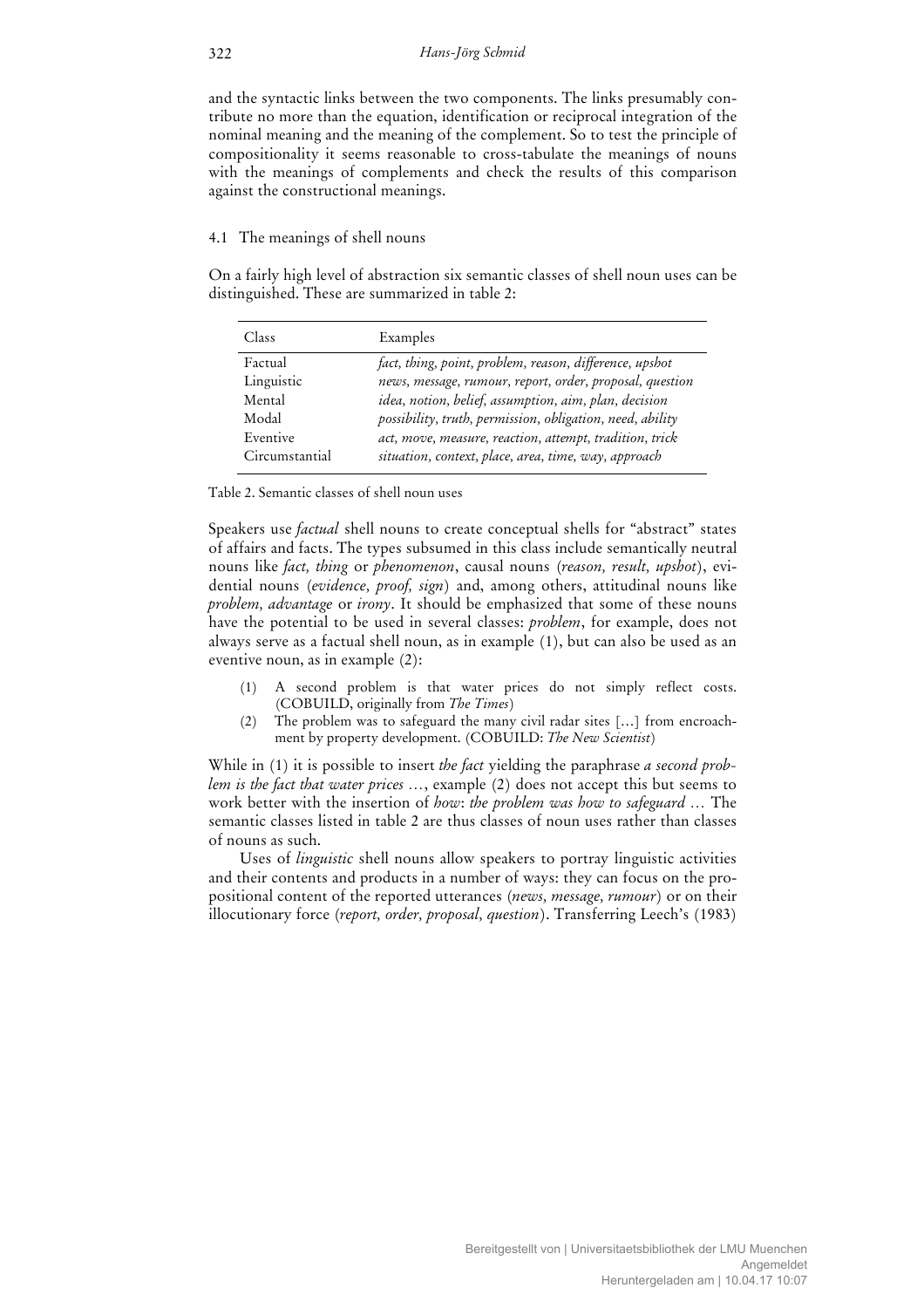and the syntactic links between the two components. The links presumably contribute no more than the equation, identification or reciprocal integration of the nominal meaning and the meaning of the complement. So to test the principle of compositionality it seems reasonable to cross-tabulate the meanings of nouns with the meanings of complements and check the results of this comparison against the constructional meanings.

### 4.1 The meanings of shell nouns

On a fairly high level of abstraction six semantic classes of shell noun uses can be distinguished. These are summarized in table 2:

| Class | Examples |
|---|---|
| Factual | *fact, thing, point, problem, reason, difference, upshot* |
| Linguistic | *news, message, rumour, report, order, proposal, question* |
| Mental | *idea, notion, belief, assumption, aim, plan, decision* |
| Modal | *possibility, truth, permission, obligation, need, ability* |
| Eventive | *act, move, measure, reaction, attempt, tradition, trick* |
| Circumstantial | *situation, context, place, area, time, way, approach* |

Table 2. Semantic classes of shell noun uses

Speakers use *factual* shell nouns to create conceptual shells for "abstract" states of affairs and facts. The types subsumed in this class include semantically neutral nouns like *fact, thing* or *phenomenon*, causal nouns (*reason, result, upshot*), evidential nouns (*evidence, proof, sign*) and, among others, attitudinal nouns like *problem, advantage* or *irony*. It should be emphasized that some of these nouns have the potential to be used in several classes: *problem*, for example, does not always serve as a factual shell noun, as in example (1), but can also be used as an eventive noun, as in example (2):

(1) A second problem is that water prices do not simply reflect costs. (COBUILD, originally from *The Times*)

(2) The problem was to safeguard the many civil radar sites […] from encroachment by property development. (COBUILD: *The New Scientist*)

While in (1) it is possible to insert *the fact* yielding the paraphrase *a second problem is the fact that water prices …*, example (2) does not accept this but seems to work better with the insertion of *how*: *the problem was how to safeguard …* The semantic classes listed in table 2 are thus classes of noun uses rather than classes of nouns as such.

Uses of *linguistic* shell nouns allow speakers to portray linguistic activities and their contents and products in a number of ways: they can focus on the propositional content of the reported utterances (*news, message, rumour*) or on their illocutionary force (*report, order, proposal, question*). Transferring Leech's (1983)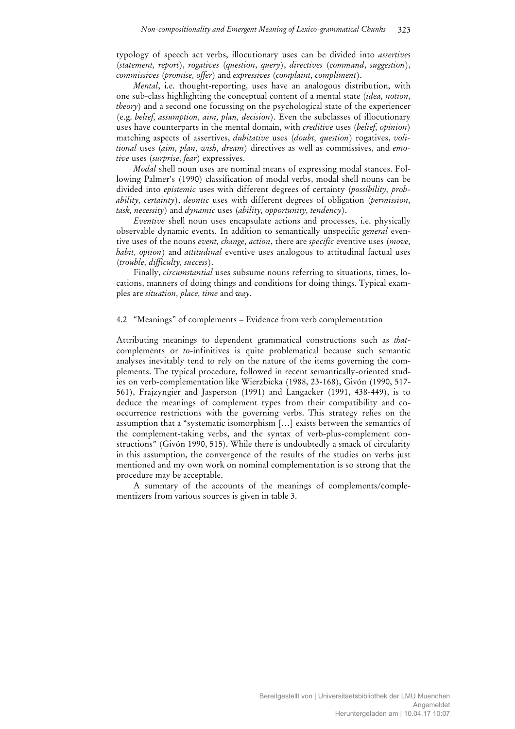typology of speech act verbs, illocutionary uses can be divided into *assertives* (*statement, report*), *rogatives* (*question*, *query*), *directives* (*command*, *suggestion*), *commissives* (*promise, offer*) and *expressives* (*complaint, compliment*).

*Mental*, i.e. thought-reporting, uses have an analogous distribution, with one sub-class highlighting the conceptual content of a mental state (*idea, notion, theory*) and a second one focussing on the psychological state of the experiencer (e.g. *belief, assumption, aim, plan, decision*). Even the subclasses of illocutionary uses have counterparts in the mental domain, with *creditive* uses (*belief, opinion*) matching aspects of assertives, *dubitative* uses (*doubt, question*) rogatives, *volitional* uses (*aim, plan, wish, dream*) directives as well as commissives, and *emotive* uses (*surprise, fear*) expressives.

*Modal* shell noun uses are nominal means of expressing modal stances. Following Palmer's (1990) classification of modal verbs, modal shell nouns can be divided into *epistemic* uses with different degrees of certainty (*possibility, probability, certainty*), *deontic* uses with different degrees of obligation (*permission, task, necessity*) and *dynamic* uses (*ability, opportunity, tendency*).

*Eventive* shell noun uses encapsulate actions and processes, i.e. physically observable dynamic events. In addition to semantically unspecific *general* eventive uses of the nouns *event, change, action*, there are *specific* eventive uses (*move, habit, option*) and *attitudinal* eventive uses analogous to attitudinal factual uses (*trouble, difficulty, success*).

Finally, *circumstantial* uses subsume nouns referring to situations, times, locations, manners of doing things and conditions for doing things. Typical examples are *situation, place, time* and *way*.

### 4.2 "Meanings" of complements – Evidence from verb complementation

Attributing meanings to dependent grammatical constructions such as *that*-complements or *to*-infinitives is quite problematical because such semantic analyses inevitably tend to rely on the nature of the items governing the complements. The typical procedure, followed in recent semantically-oriented studies on verb-complementation like Wierzbicka (1988, 23-168), Givón (1990, 517-561), Frajzyngier and Jasperson (1991) and Langacker (1991, 438-449), is to deduce the meanings of complement types from their compatibility and co-occurrence restrictions with the governing verbs. This strategy relies on the assumption that a "systematic isomorphism […] exists between the semantics of the complement-taking verbs, and the syntax of verb-plus-complement constructions" (Givón 1990, 515). While there is undoubtedly a smack of circularity in this assumption, the convergence of the results of the studies on verbs just mentioned and my own work on nominal complementation is so strong that the procedure may be acceptable.

A summary of the accounts of the meanings of complements/complementizers from various sources is given in table 3.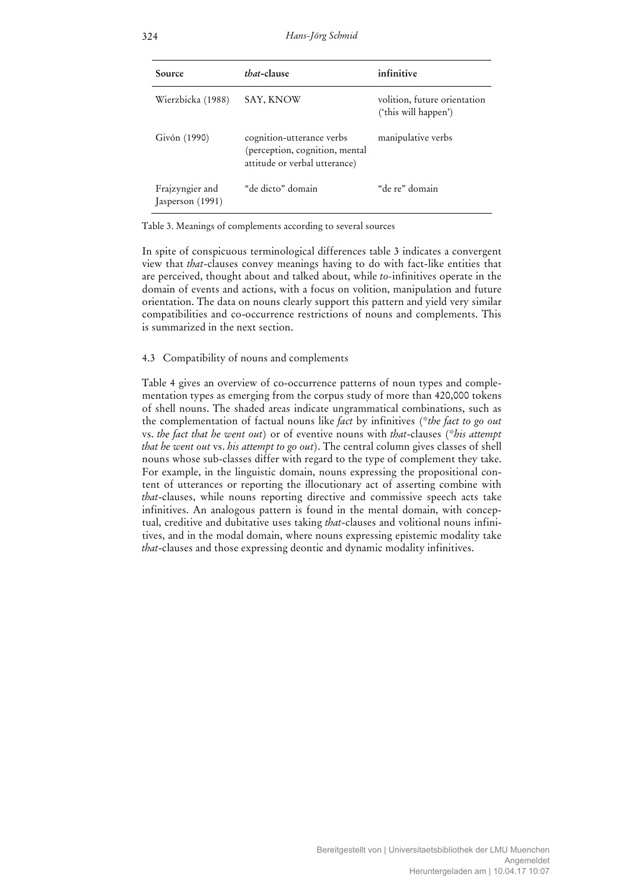| Source | *that*-clause | infinitive |
|---|---|---|
| Wierzbicka (1988) | SAY, KNOW | volition, future orientation ('this will happen') |
| Givón (1990) | cognition-utterance verbs (perception, cognition, mental attitude or verbal utterance) | manipulative verbs |
| Frajzyngier and Jasperson (1991) | "de dicto" domain | "de re" domain |

Table 3. Meanings of complements according to several sources

In spite of conspicuous terminological differences table 3 indicates a convergent view that *that*-clauses convey meanings having to do with fact-like entities that are perceived, thought about and talked about, while *to*-infinitives operate in the domain of events and actions, with a focus on volition, manipulation and future orientation. The data on nouns clearly support this pattern and yield very similar compatibilities and co-occurrence restrictions of nouns and complements. This is summarized in the next section.

### 4.3 Compatibility of nouns and complements

Table 4 gives an overview of co-occurrence patterns of noun types and complementation types as emerging from the corpus study of more than 420,000 tokens of shell nouns. The shaded areas indicate ungrammatical combinations, such as the complementation of factual nouns like *fact* by infinitives (*\*the fact to go out* vs. *the fact that he went out*) or of eventive nouns with *that*-clauses (*\*his attempt that he went out* vs. *his attempt to go out*). The central column gives classes of shell nouns whose sub-classes differ with regard to the type of complement they take. For example, in the linguistic domain, nouns expressing the propositional content of utterances or reporting the illocutionary act of asserting combine with *that*-clauses, while nouns reporting directive and commissive speech acts take infinitives. An analogous pattern is found in the mental domain, with conceptual, creditive and dubitative uses taking *that*-clauses and volitional nouns infinitives, and in the modal domain, where nouns expressing epistemic modality take *that*-clauses and those expressing deontic and dynamic modality infinitives.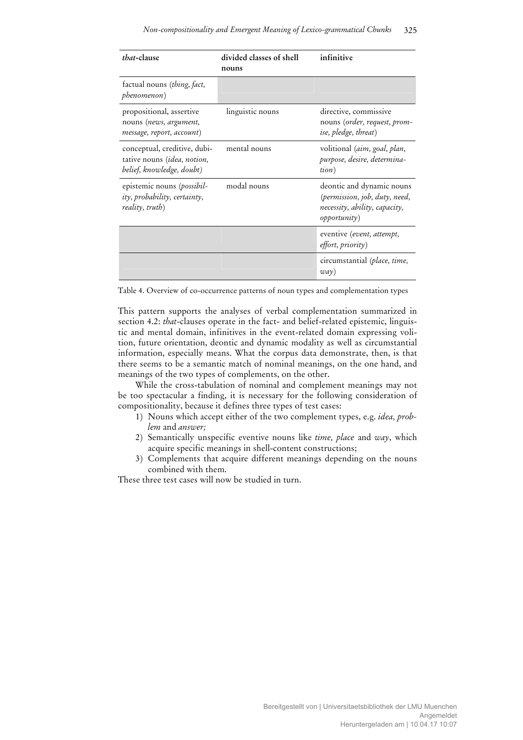| *that*-clause | divided classes of shell nouns | infinitive |
|---|---|---|
| factual nouns (*thing, fact, phenomenon*) | | |
| propositional, assertive nouns (*news, argument, message, report, account*) | linguistic nouns | directive, commissive nouns (*order, request, promise, pledge, threat*) |
| conceptual, creditive, dubitative nouns (*idea, notion, belief, knowledge, doubt*) | mental nouns | volitional (*aim, goal, plan, purpose, desire, determination*) |
| epistemic nouns (*possibility, probability, certainty, reality, truth*) | modal nouns | deontic and dynamic nouns (*permission, job, duty, need, necessity, ability, capacity, opportunity*) |
| | | eventive (*event, attempt, effort, priority*) |
| | | circumstantial (*place, time, way*) |

Table 4. Overview of co-occurrence patterns of noun types and complementation types

This pattern supports the analyses of verbal complementation summarized in section 4.2: *that*-clauses operate in the fact- and belief-related epistemic, linguistic and mental domain, infinitives in the event-related domain expressing volition, future orientation, deontic and dynamic modality as well as circumstantial information, especially means. What the corpus data demonstrate, then, is that there seems to be a semantic match of nominal meanings, on the one hand, and meanings of the two types of complements, on the other.

While the cross-tabulation of nominal and complement meanings may not be too spectacular a finding, it is necessary for the following consideration of compositionality, because it defines three types of test cases:

1) Nouns which accept either of the two complement types, e.g. *idea, problem* and *answer;*
2) Semantically unspecific eventive nouns like *time, place* and *way*, which acquire specific meanings in shell-content constructions;
3) Complements that acquire different meanings depending on the nouns combined with them.

These three test cases will now be studied in turn.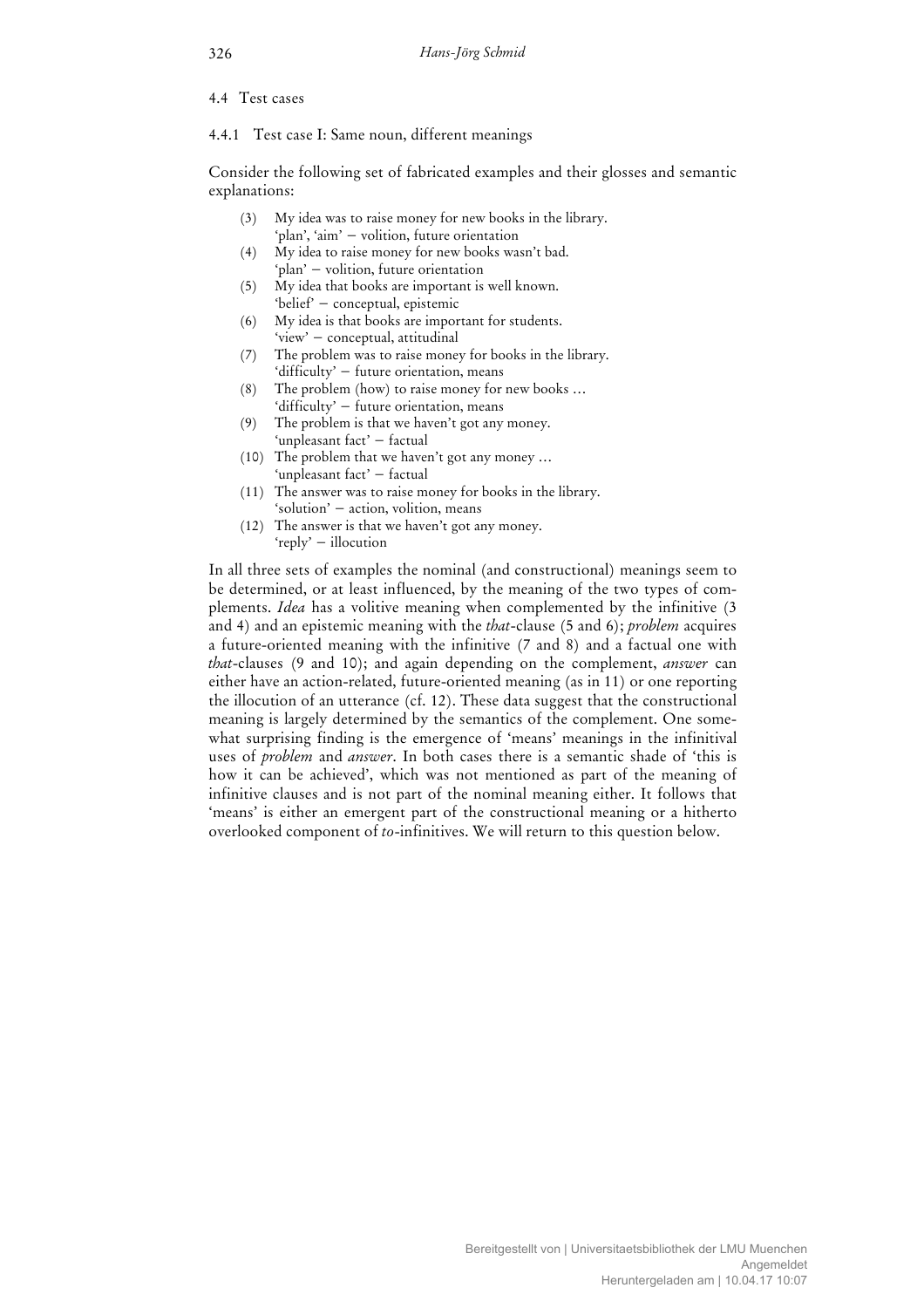### 4.4 Test cases

#### 4.4.1 Test case I: Same noun, different meanings

Consider the following set of fabricated examples and their glosses and semantic explanations:

(3) My idea was to raise money for new books in the library.
'plan', 'aim' – volition, future orientation

(4) My idea to raise money for new books wasn't bad.
'plan' – volition, future orientation

(5) My idea that books are important is well known.
'belief' – conceptual, epistemic

(6) My idea is that books are important for students.
'view' – conceptual, attitudinal

(7) The problem was to raise money for books in the library.
'difficulty' – future orientation, means

(8) The problem (how) to raise money for new books ...
'difficulty' – future orientation, means

(9) The problem is that we haven't got any money.
'unpleasant fact' – factual

(10) The problem that we haven't got any money ...
'unpleasant fact' – factual

(11) The answer was to raise money for books in the library.
'solution' – action, volition, means

(12) The answer is that we haven't got any money.
'reply' – illocution

In all three sets of examples the nominal (and constructional) meanings seem to be determined, or at least influenced, by the meaning of the two types of complements. *Idea* has a volitive meaning when complemented by the infinitive (3 and 4) and an epistemic meaning with the *that*-clause (5 and 6); *problem* acquires a future-oriented meaning with the infinitive (7 and 8) and a factual one with *that*-clauses (9 and 10); and again depending on the complement, *answer* can either have an action-related, future-oriented meaning (as in 11) or one reporting the illocution of an utterance (cf. 12). These data suggest that the constructional meaning is largely determined by the semantics of the complement. One somewhat surprising finding is the emergence of 'means' meanings in the infinitival uses of *problem* and *answer*. In both cases there is a semantic shade of 'this is how it can be achieved', which was not mentioned as part of the meaning of infinitive clauses and is not part of the nominal meaning either. It follows that 'means' is either an emergent part of the constructional meaning or a hitherto overlooked component of *to*-infinitives. We will return to this question below.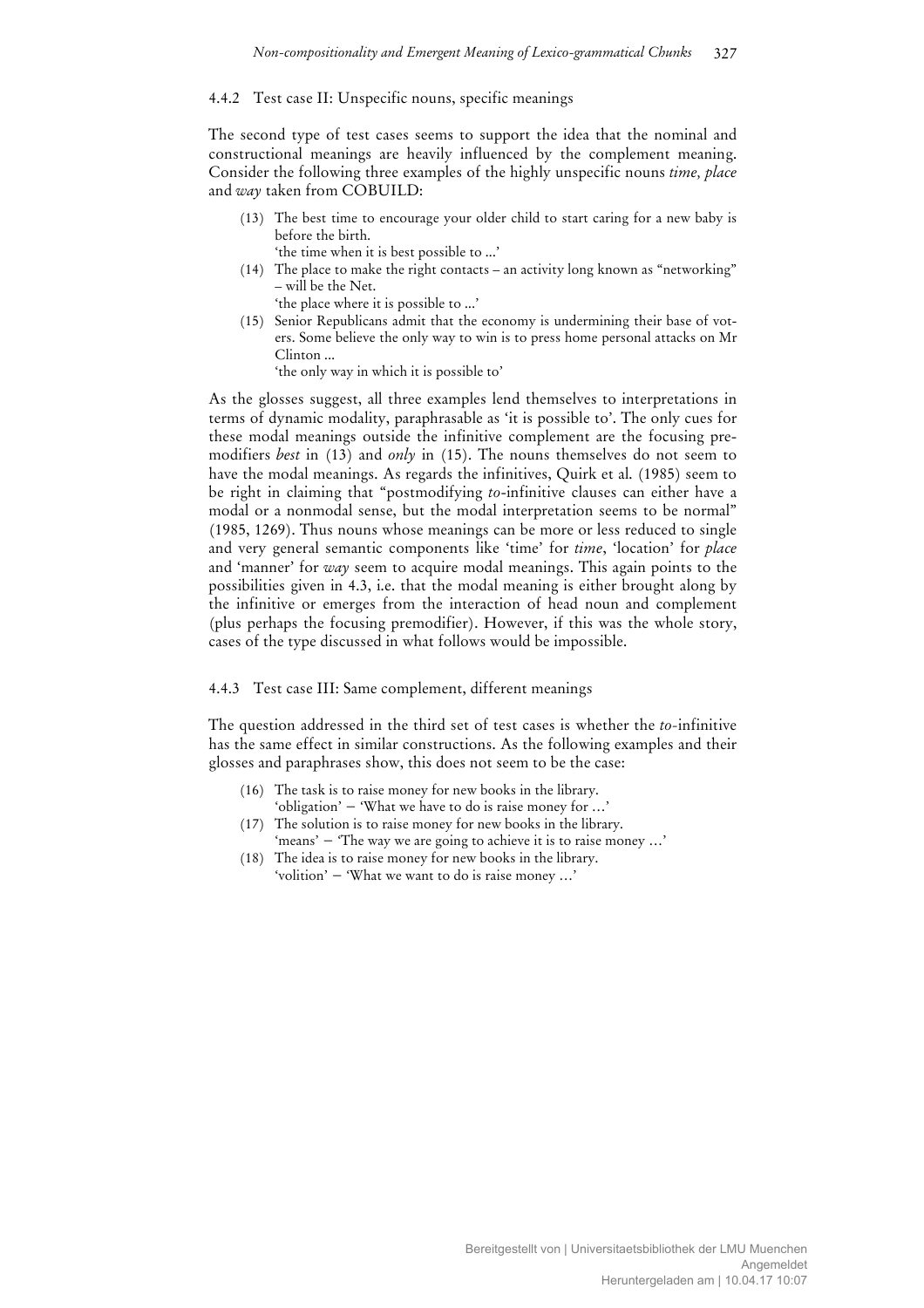#### 4.4.2 Test case II: Unspecific nouns, specific meanings

The second type of test cases seems to support the idea that the nominal and constructional meanings are heavily influenced by the complement meaning. Consider the following three examples of the highly unspecific nouns *time, place* and *way* taken from COBUILD:

(13) The best time to encourage your older child to start caring for a new baby is before the birth.
'the time when it is best possible to ...'

(14) The place to make the right contacts – an activity long known as "networking" – will be the Net.
'the place where it is possible to ...'

(15) Senior Republicans admit that the economy is undermining their base of voters. Some believe the only way to win is to press home personal attacks on Mr Clinton ...
'the only way in which it is possible to'

As the glosses suggest, all three examples lend themselves to interpretations in terms of dynamic modality, paraphrasable as 'it is possible to'. The only cues for these modal meanings outside the infinitive complement are the focusing premodifiers *best* in (13) and *only* in (15). The nouns themselves do not seem to have the modal meanings. As regards the infinitives, Quirk et al. (1985) seem to be right in claiming that "postmodifying *to*-infinitive clauses can either have a modal or a nonmodal sense, but the modal interpretation seems to be normal" (1985, 1269). Thus nouns whose meanings can be more or less reduced to single and very general semantic components like 'time' for *time*, 'location' for *place* and 'manner' for *way* seem to acquire modal meanings. This again points to the possibilities given in 4.3, i.e. that the modal meaning is either brought along by the infinitive or emerges from the interaction of head noun and complement (plus perhaps the focusing premodifier). However, if this was the whole story, cases of the type discussed in what follows would be impossible.

#### 4.4.3 Test case III: Same complement, different meanings

The question addressed in the third set of test cases is whether the *to*-infinitive has the same effect in similar constructions. As the following examples and their glosses and paraphrases show, this does not seem to be the case:

(16) The task is to raise money for new books in the library.
'obligation' – 'What we have to do is raise money for …'

(17) The solution is to raise money for new books in the library.
'means' – 'The way we are going to achieve it is to raise money …'

(18) The idea is to raise money for new books in the library.
'volition' – 'What we want to do is raise money …'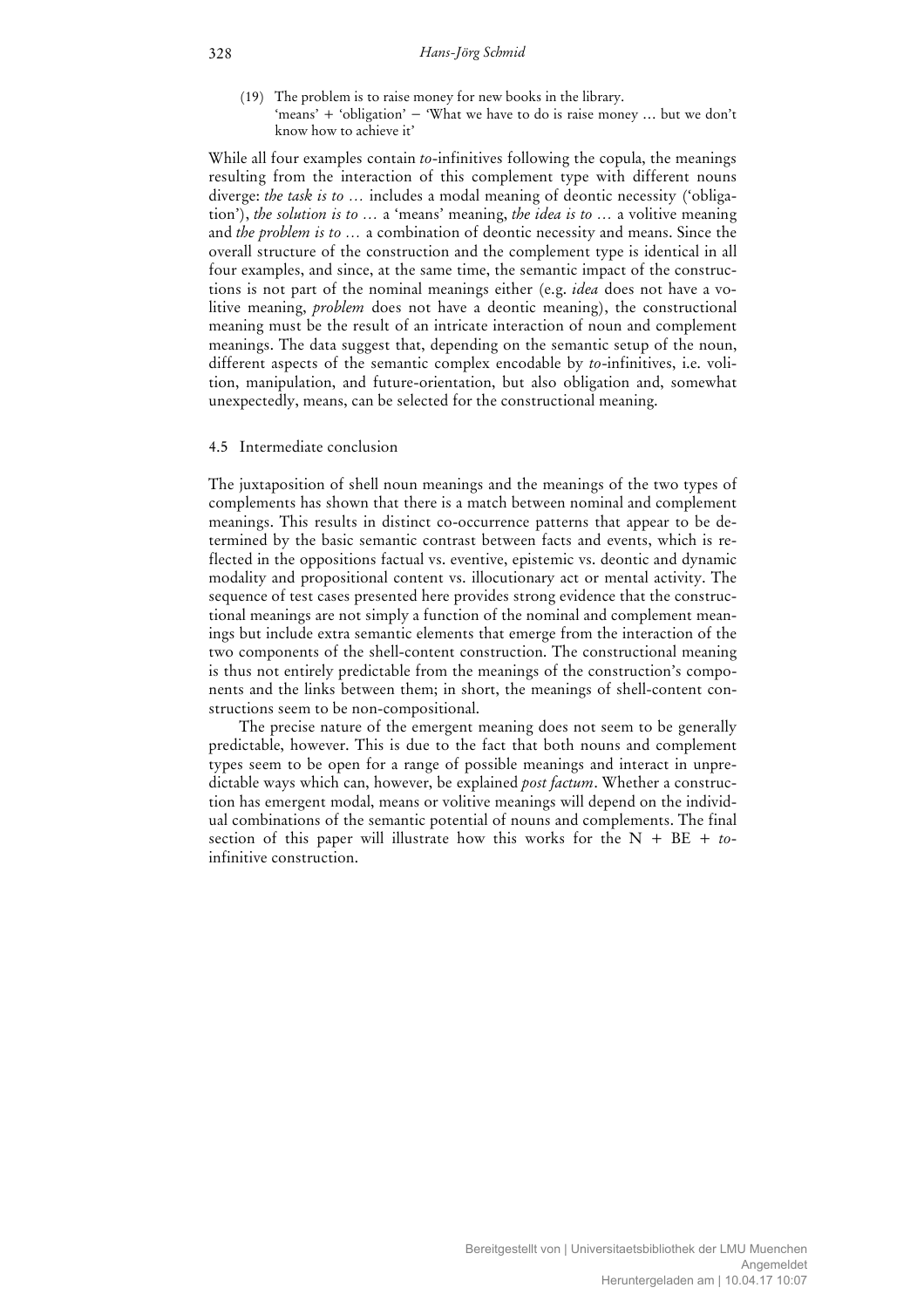(19) The problem is to raise money for new books in the library.
'means' + 'obligation' – 'What we have to do is raise money … but we don't know how to achieve it'

While all four examples contain *to*-infinitives following the copula, the meanings resulting from the interaction of this complement type with different nouns diverge: *the task is to …* includes a modal meaning of deontic necessity ('obligation'), *the solution is to …* a 'means' meaning, *the idea is to …* a volitive meaning and *the problem is to …* a combination of deontic necessity and means. Since the overall structure of the construction and the complement type is identical in all four examples, and since, at the same time, the semantic impact of the constructions is not part of the nominal meanings either (e.g. *idea* does not have a volitive meaning, *problem* does not have a deontic meaning), the constructional meaning must be the result of an intricate interaction of noun and complement meanings. The data suggest that, depending on the semantic setup of the noun, different aspects of the semantic complex encodable by *to*-infinitives, i.e. volition, manipulation, and future-orientation, but also obligation and, somewhat unexpectedly, means, can be selected for the constructional meaning.

### 4.5 Intermediate conclusion

The juxtaposition of shell noun meanings and the meanings of the two types of complements has shown that there is a match between nominal and complement meanings. This results in distinct co-occurrence patterns that appear to be determined by the basic semantic contrast between facts and events, which is reflected in the oppositions factual vs. eventive, epistemic vs. deontic and dynamic modality and propositional content vs. illocutionary act or mental activity. The sequence of test cases presented here provides strong evidence that the constructional meanings are not simply a function of the nominal and complement meanings but include extra semantic elements that emerge from the interaction of the two components of the shell-content construction. The constructional meaning is thus not entirely predictable from the meanings of the construction's components and the links between them; in short, the meanings of shell-content constructions seem to be non-compositional.

The precise nature of the emergent meaning does not seem to be generally predictable, however. This is due to the fact that both nouns and complement types seem to be open for a range of possible meanings and interact in unpredictable ways which can, however, be explained *post factum*. Whether a construction has emergent modal, means or volitive meanings will depend on the individual combinations of the semantic potential of nouns and complements. The final section of this paper will illustrate how this works for the N + BE + *to*-infinitive construction.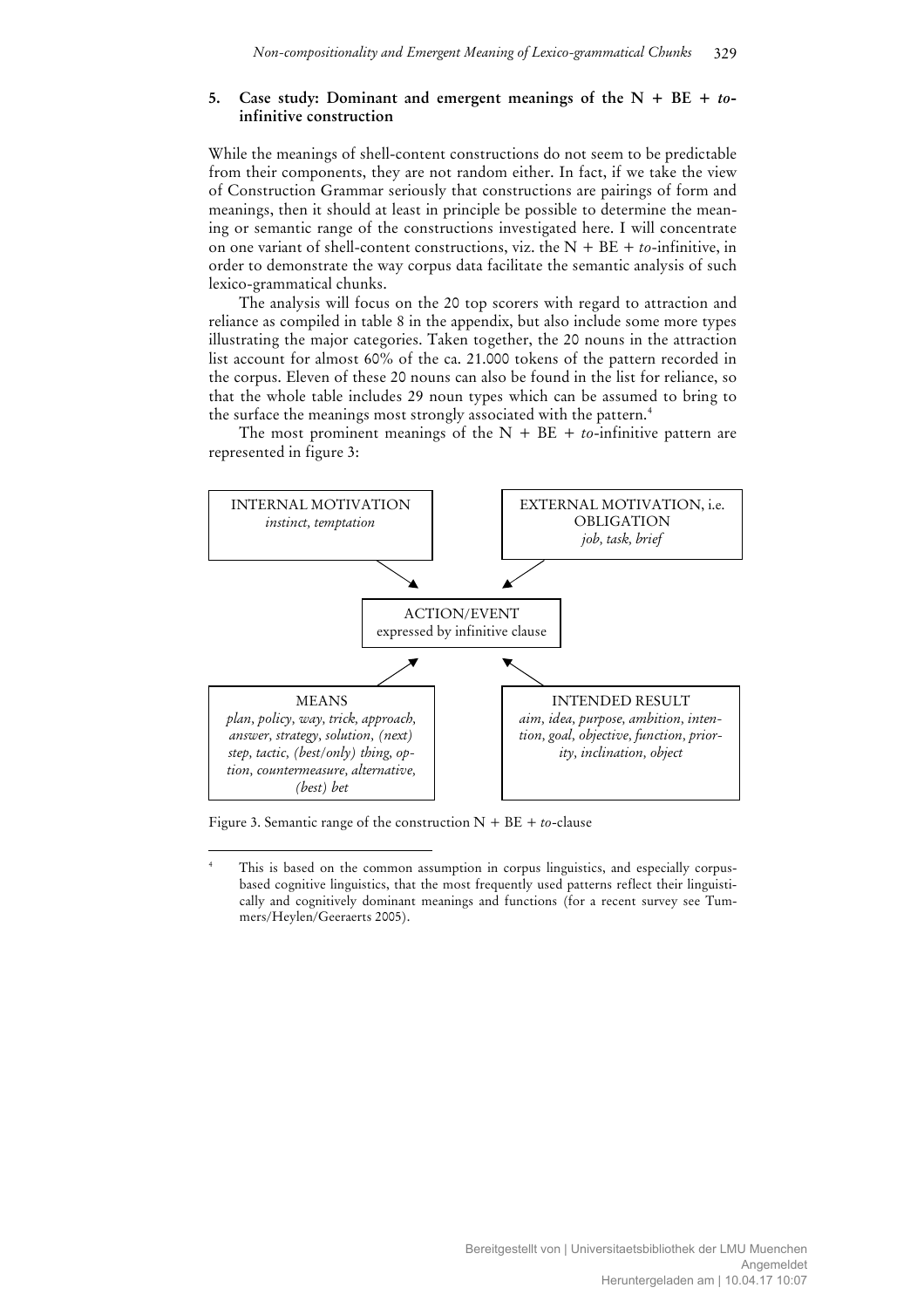## 5. Case study: Dominant and emergent meanings of the N + BE + *to*-infinitive construction

While the meanings of shell-content constructions do not seem to be predictable from their components, they are not random either. In fact, if we take the view of Construction Grammar seriously that constructions are pairings of form and meanings, then it should at least in principle be possible to determine the meaning or semantic range of the constructions investigated here. I will concentrate on one variant of shell-content constructions, viz. the N + BE + *to*-infinitive, in order to demonstrate the way corpus data facilitate the semantic analysis of such lexico-grammatical chunks.

The analysis will focus on the 20 top scorers with regard to attraction and reliance as compiled in table 8 in the appendix, but also include some more types illustrating the major categories. Taken together, the 20 nouns in the attraction list account for almost 60% of the ca. 21.000 tokens of the pattern recorded in the corpus. Eleven of these 20 nouns can also be found in the list for reliance, so that the whole table includes 29 noun types which can be assumed to bring to the surface the meanings most strongly associated with the pattern.[4]

The most prominent meanings of the N + BE + *to*-infinitive pattern are represented in figure 3:

INTERNAL MOTIVATION
*instinct, temptation*

EXTERNAL MOTIVATION, i.e. OBLIGATION
*job, task, brief*

ACTION/EVENT
expressed by infinitive clause

MEANS
*plan, policy, way, trick, approach, answer, strategy, solution, (next) step, tactic, (best/only) thing, option, countermeasure, alternative, (best) bet*

INTENDED RESULT
*aim, idea, purpose, ambition, intention, goal, objective, function, priority, inclination, object*

Figure 3. Semantic range of the construction N + BE + *to*-clause

[4] This is based on the common assumption in corpus linguistics, and especially corpus-based cognitive linguistics, that the most frequently used patterns reflect their linguistically and cognitively dominant meanings and functions (for a recent survey see Tummers/Heylen/Geeraerts 2005).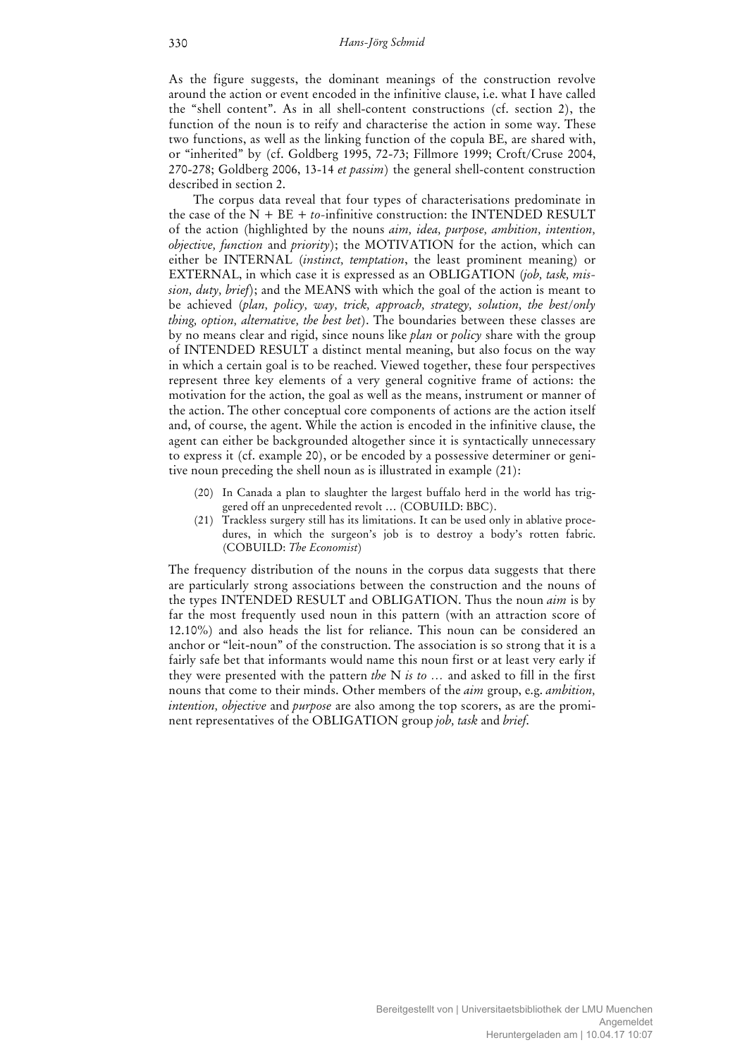As the figure suggests, the dominant meanings of the construction revolve around the action or event encoded in the infinitive clause, i.e. what I have called the "shell content". As in all shell-content constructions (cf. section 2), the function of the noun is to reify and characterise the action in some way. These two functions, as well as the linking function of the copula BE, are shared with, or "inherited" by (cf. Goldberg 1995, 72-73; Fillmore 1999; Croft/Cruse 2004, 270-278; Goldberg 2006, 13-14 *et passim*) the general shell-content construction described in section 2.

The corpus data reveal that four types of characterisations predominate in the case of the N + BE + *to*-infinitive construction: the INTENDED RESULT of the action (highlighted by the nouns *aim, idea, purpose, ambition, intention, objective, function* and *priority*); the MOTIVATION for the action, which can either be INTERNAL (*instinct, temptation*, the least prominent meaning) or EXTERNAL, in which case it is expressed as an OBLIGATION (*job, task, mission, duty, brief*); and the MEANS with which the goal of the action is meant to be achieved (*plan, policy, way, trick, approach, strategy, solution, the best/only thing, option, alternative, the best bet*). The boundaries between these classes are by no means clear and rigid, since nouns like *plan* or *policy* share with the group of INTENDED RESULT a distinct mental meaning, but also focus on the way in which a certain goal is to be reached. Viewed together, these four perspectives represent three key elements of a very general cognitive frame of actions: the motivation for the action, the goal as well as the means, instrument or manner of the action. The other conceptual core components of actions are the action itself and, of course, the agent. While the action is encoded in the infinitive clause, the agent can either be backgrounded altogether since it is syntactically unnecessary to express it (cf. example 20), or be encoded by a possessive determiner or genitive noun preceding the shell noun as is illustrated in example (21):

(20) In Canada a plan to slaughter the largest buffalo herd in the world has triggered off an unprecedented revolt … (COBUILD: BBC).

(21) Trackless surgery still has its limitations. It can be used only in ablative procedures, in which the surgeon's job is to destroy a body's rotten fabric. (COBUILD: *The Economist*)

The frequency distribution of the nouns in the corpus data suggests that there are particularly strong associations between the construction and the nouns of the types INTENDED RESULT and OBLIGATION. Thus the noun *aim* is by far the most frequently used noun in this pattern (with an attraction score of 12.10%) and also heads the list for reliance. This noun can be considered an anchor or "leit-noun" of the construction. The association is so strong that it is a fairly safe bet that informants would name this noun first or at least very early if they were presented with the pattern *the* N *is to …* and asked to fill in the first nouns that come to their minds. Other members of the *aim* group, e.g. *ambition, intention, objective* and *purpose* are also among the top scorers, as are the prominent representatives of the OBLIGATION group *job, task* and *brief*.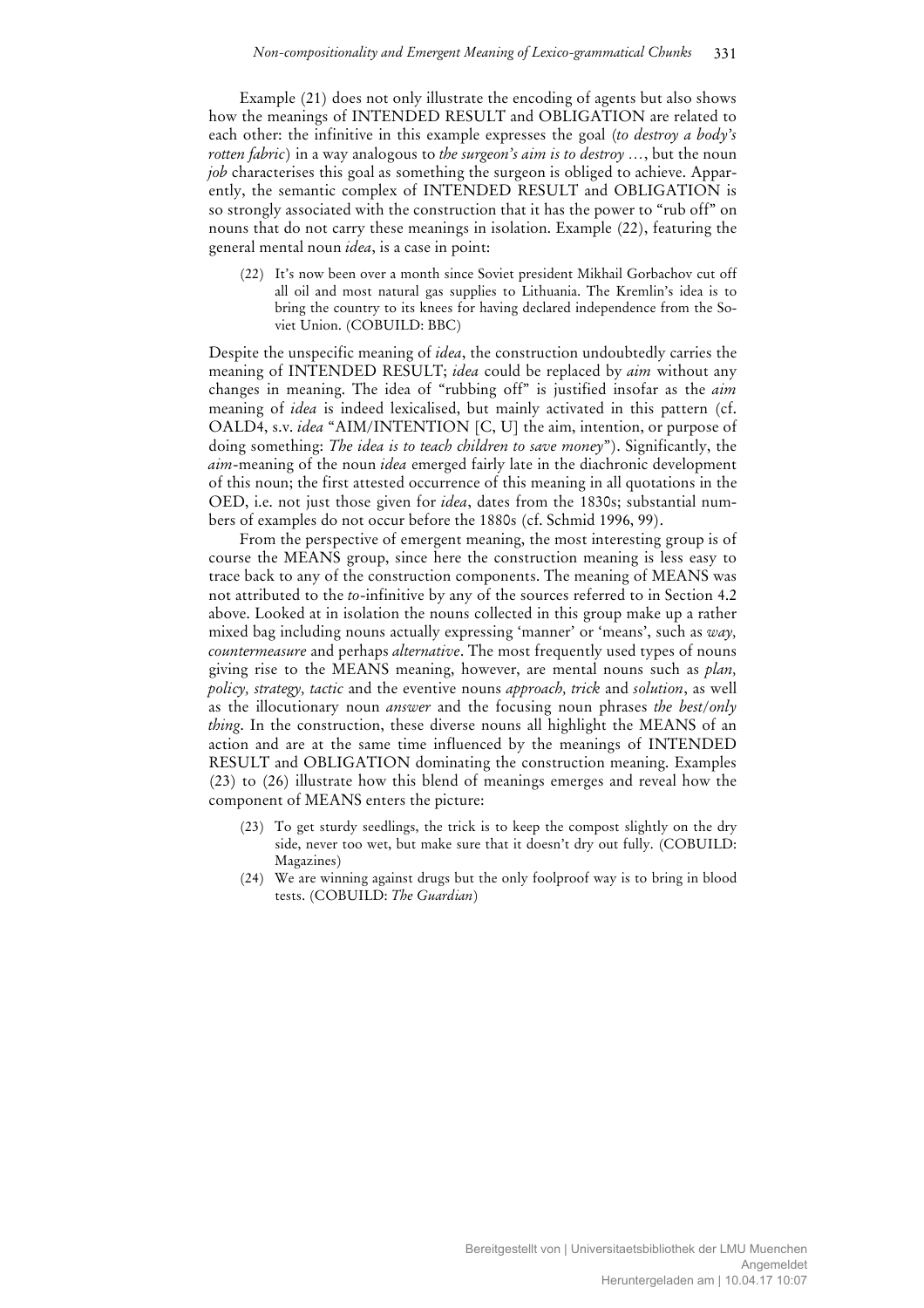Example (21) does not only illustrate the encoding of agents but also shows how the meanings of INTENDED RESULT and OBLIGATION are related to each other: the infinitive in this example expresses the goal (*to destroy a body's rotten fabric*) in a way analogous to *the surgeon's aim is to destroy* …, but the noun *job* characterises this goal as something the surgeon is obliged to achieve. Apparently, the semantic complex of INTENDED RESULT and OBLIGATION is so strongly associated with the construction that it has the power to "rub off" on nouns that do not carry these meanings in isolation. Example (22), featuring the general mental noun *idea*, is a case in point:

(22) It's now been over a month since Soviet president Mikhail Gorbachov cut off all oil and most natural gas supplies to Lithuania. The Kremlin's idea is to bring the country to its knees for having declared independence from the Soviet Union. (COBUILD: BBC)

Despite the unspecific meaning of *idea*, the construction undoubtedly carries the meaning of INTENDED RESULT; *idea* could be replaced by *aim* without any changes in meaning. The idea of "rubbing off" is justified insofar as the *aim* meaning of *idea* is indeed lexicalised, but mainly activated in this pattern (cf. OALD4, s.v. *idea* "AIM/INTENTION [C, U] the aim, intention, or purpose of doing something: *The idea is to teach children to save money*"). Significantly, the *aim*-meaning of the noun *idea* emerged fairly late in the diachronic development of this noun; the first attested occurrence of this meaning in all quotations in the OED, i.e. not just those given for *idea*, dates from the 1830s; substantial numbers of examples do not occur before the 1880s (cf. Schmid 1996, 99).

From the perspective of emergent meaning, the most interesting group is of course the MEANS group, since here the construction meaning is less easy to trace back to any of the construction components. The meaning of MEANS was not attributed to the *to*-infinitive by any of the sources referred to in Section 4.2 above. Looked at in isolation the nouns collected in this group make up a rather mixed bag including nouns actually expressing 'manner' or 'means', such as *way, countermeasure* and perhaps *alternative*. The most frequently used types of nouns giving rise to the MEANS meaning, however, are mental nouns such as *plan, policy, strategy, tactic* and the eventive nouns *approach, trick* and *solution*, as well as the illocutionary noun *answer* and the focusing noun phrases *the best/only thing*. In the construction, these diverse nouns all highlight the MEANS of an action and are at the same time influenced by the meanings of INTENDED RESULT and OBLIGATION dominating the construction meaning. Examples (23) to (26) illustrate how this blend of meanings emerges and reveal how the component of MEANS enters the picture:

(23) To get sturdy seedlings, the trick is to keep the compost slightly on the dry side, never too wet, but make sure that it doesn't dry out fully. (COBUILD: Magazines)

(24) We are winning against drugs but the only foolproof way is to bring in blood tests. (COBUILD: *The Guardian*)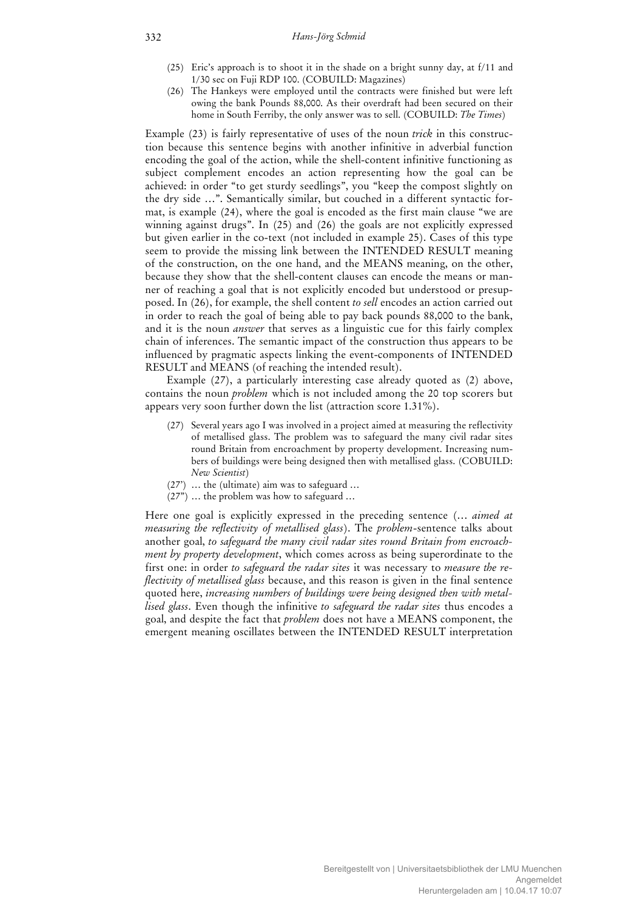(25) Eric's approach is to shoot it in the shade on a bright sunny day, at f/11 and 1/30 sec on Fuji RDP 100. (COBUILD: Magazines)

(26) The Hankeys were employed until the contracts were finished but were left owing the bank Pounds 88,000. As their overdraft had been secured on their home in South Ferriby, the only answer was to sell. (COBUILD: *The Times*)

Example (23) is fairly representative of uses of the noun *trick* in this construction because this sentence begins with another infinitive in adverbial function encoding the goal of the action, while the shell-content infinitive functioning as subject complement encodes an action representing how the goal can be achieved: in order "to get sturdy seedlings", you "keep the compost slightly on the dry side ...". Semantically similar, but couched in a different syntactic format, is example (24), where the goal is encoded as the first main clause "we are winning against drugs". In (25) and (26) the goals are not explicitly expressed but given earlier in the co-text (not included in example 25). Cases of this type seem to provide the missing link between the INTENDED RESULT meaning of the construction, on the one hand, and the MEANS meaning, on the other, because they show that the shell-content clauses can encode the means or manner of reaching a goal that is not explicitly encoded but understood or presupposed. In (26), for example, the shell content *to sell* encodes an action carried out in order to reach the goal of being able to pay back pounds 88,000 to the bank, and it is the noun *answer* that serves as a linguistic cue for this fairly complex chain of inferences. The semantic impact of the construction thus appears to be influenced by pragmatic aspects linking the event-components of INTENDED RESULT and MEANS (of reaching the intended result).

Example (27), a particularly interesting case already quoted as (2) above, contains the noun *problem* which is not included among the 20 top scorers but appears very soon further down the list (attraction score 1.31%).

(27) Several years ago I was involved in a project aimed at measuring the reflectivity of metallised glass. The problem was to safeguard the many civil radar sites round Britain from encroachment by property development. Increasing numbers of buildings were being designed then with metallised glass. (COBUILD: *New Scientist*)

(27') ... the (ultimate) aim was to safeguard ...

(27") ... the problem was how to safeguard ...

Here one goal is explicitly expressed in the preceding sentence (... *aimed at measuring the reflectivity of metallised glass*). The *problem*-sentence talks about another goal, *to safeguard the many civil radar sites round Britain from encroachment by property development*, which comes across as being superordinate to the first one: in order *to safeguard the radar sites* it was necessary to *measure the reflectivity of metallised glass* because, and this reason is given in the final sentence quoted here, *increasing numbers of buildings were being designed then with metallised glass*. Even though the infinitive *to safeguard the radar sites* thus encodes a goal, and despite the fact that *problem* does not have a MEANS component, the emergent meaning oscillates between the INTENDED RESULT interpretation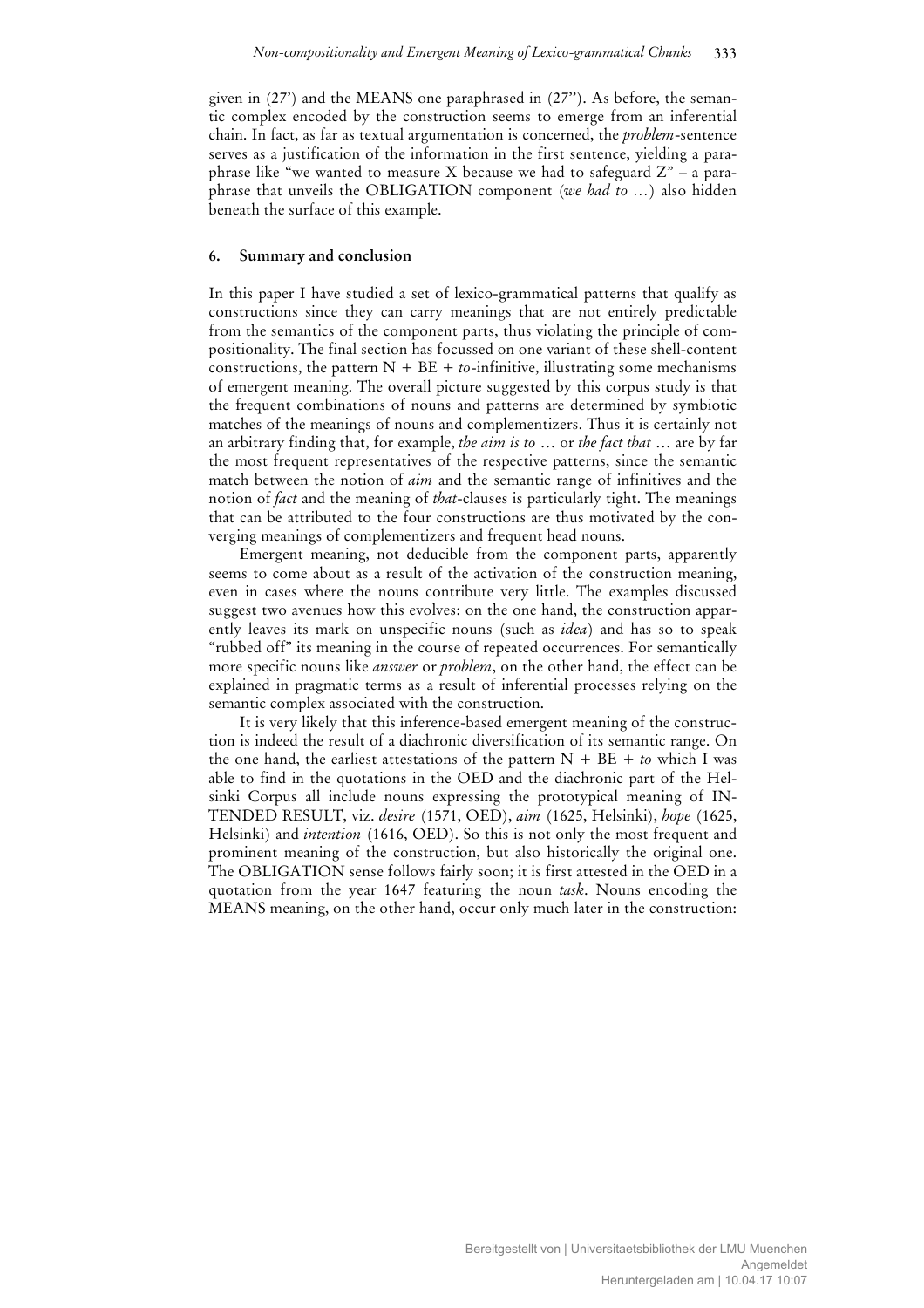given in (27') and the MEANS one paraphrased in (27''). As before, the semantic complex encoded by the construction seems to emerge from an inferential chain. In fact, as far as textual argumentation is concerned, the *problem*-sentence serves as a justification of the information in the first sentence, yielding a paraphrase like "we wanted to measure X because we had to safeguard Z" – a paraphrase that unveils the OBLIGATION component (*we had to …*) also hidden beneath the surface of this example.

## 6. Summary and conclusion

In this paper I have studied a set of lexico-grammatical patterns that qualify as constructions since they can carry meanings that are not entirely predictable from the semantics of the component parts, thus violating the principle of compositionality. The final section has focussed on one variant of these shell-content constructions, the pattern N + BE + *to*-infinitive, illustrating some mechanisms of emergent meaning. The overall picture suggested by this corpus study is that the frequent combinations of nouns and patterns are determined by symbiotic matches of the meanings of nouns and complementizers. Thus it is certainly not an arbitrary finding that, for example, *the aim is to …* or *the fact that …* are by far the most frequent representatives of the respective patterns, since the semantic match between the notion of *aim* and the semantic range of infinitives and the notion of *fact* and the meaning of *that*-clauses is particularly tight. The meanings that can be attributed to the four constructions are thus motivated by the converging meanings of complementizers and frequent head nouns.

Emergent meaning, not deducible from the component parts, apparently seems to come about as a result of the activation of the construction meaning, even in cases where the nouns contribute very little. The examples discussed suggest two avenues how this evolves: on the one hand, the construction apparently leaves its mark on unspecific nouns (such as *idea*) and has so to speak "rubbed off" its meaning in the course of repeated occurrences. For semantically more specific nouns like *answer* or *problem*, on the other hand, the effect can be explained in pragmatic terms as a result of inferential processes relying on the semantic complex associated with the construction.

It is very likely that this inference-based emergent meaning of the construction is indeed the result of a diachronic diversification of its semantic range. On the one hand, the earliest attestations of the pattern N + BE + *to* which I was able to find in the quotations in the OED and the diachronic part of the Helsinki Corpus all include nouns expressing the prototypical meaning of INTENDED RESULT, viz. *desire* (1571, OED), *aim* (1625, Helsinki), *hope* (1625, Helsinki) and *intention* (1616, OED). So this is not only the most frequent and prominent meaning of the construction, but also historically the original one. The OBLIGATION sense follows fairly soon; it is first attested in the OED in a quotation from the year 1647 featuring the noun *task*. Nouns encoding the MEANS meaning, on the other hand, occur only much later in the construction: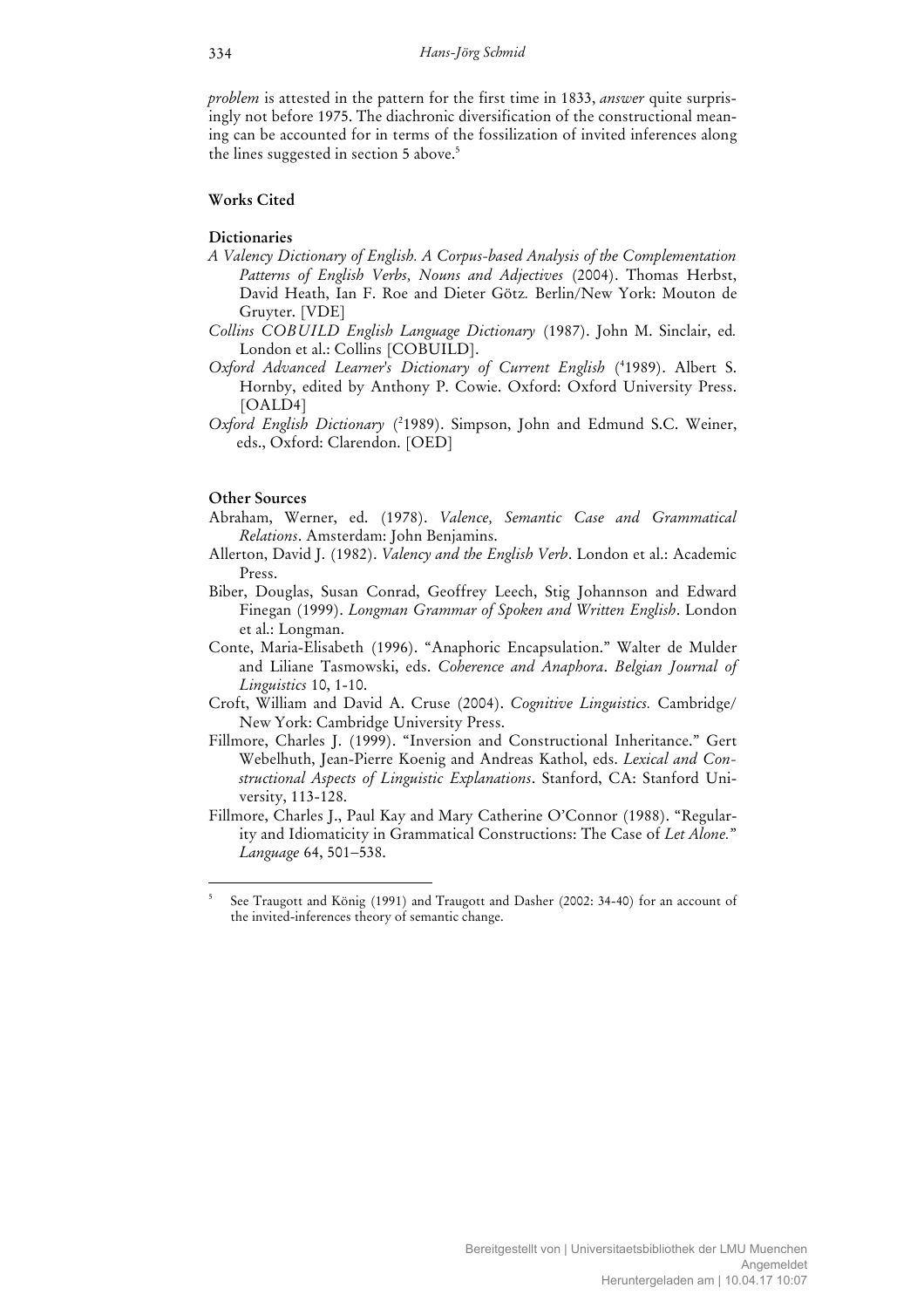*problem* is attested in the pattern for the first time in 1833, *answer* quite surprisingly not before 1975. The diachronic diversification of the constructional meaning can be accounted for in terms of the fossilization of invited inferences along the lines suggested in section 5 above.[5]

## Works Cited

### Dictionaries

*A Valency Dictionary of English. A Corpus-based Analysis of the Complementation Patterns of English Verbs, Nouns and Adjectives* (2004). Thomas Herbst, David Heath, Ian F. Roe and Dieter Götz. Berlin/New York: Mouton de Gruyter. [VDE]

*Collins COBUILD English Language Dictionary* (1987). John M. Sinclair, ed. London et al.: Collins [COBUILD].

*Oxford Advanced Learner's Dictionary of Current English* (41989). Albert S. Hornby, edited by Anthony P. Cowie. Oxford: Oxford University Press. [OALD4]

*Oxford English Dictionary* (21989). Simpson, John and Edmund S.C. Weiner, eds., Oxford: Clarendon. [OED]

### Other Sources

Abraham, Werner, ed. (1978). *Valence, Semantic Case and Grammatical Relations*. Amsterdam: John Benjamins.

Allerton, David J. (1982). *Valency and the English Verb*. London et al.: Academic Press.

Biber, Douglas, Susan Conrad, Geoffrey Leech, Stig Johannson and Edward Finegan (1999). *Longman Grammar of Spoken and Written English*. London et al.: Longman.

Conte, Maria-Elisabeth (1996). "Anaphoric Encapsulation." Walter de Mulder and Liliane Tasmowski, eds. *Coherence and Anaphora*. *Belgian Journal of Linguistics* 10, 1-10.

Croft, William and David A. Cruse (2004). *Cognitive Linguistics.* Cambridge/New York: Cambridge University Press.

Fillmore, Charles J. (1999). "Inversion and Constructional Inheritance." Gert Webelhuth, Jean-Pierre Koenig and Andreas Kathol, eds. *Lexical and Constructional Aspects of Linguistic Explanations*. Stanford, CA: Stanford University, 113-128.

Fillmore, Charles J., Paul Kay and Mary Catherine O'Connor (1988). "Regularity and Idiomaticity in Grammatical Constructions: The Case of *Let Alone.*" *Language* 64, 501–538.

[5] See Traugott and König (1991) and Traugott and Dasher (2002: 34-40) for an account of the invited-inferences theory of semantic change.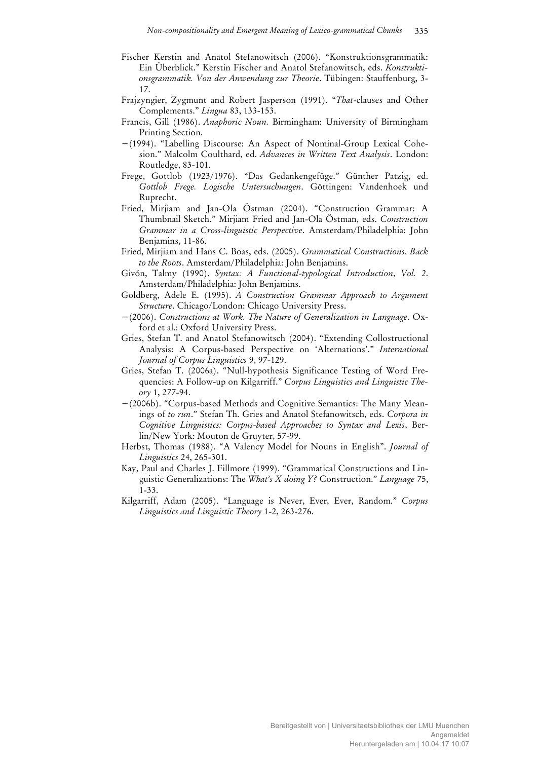Fischer Kerstin and Anatol Stefanowitsch (2006). "Konstruktionsgrammatik: Ein Überblick." Kerstin Fischer and Anatol Stefanowitsch, eds. *Konstruktionsgrammatik. Von der Anwendung zur Theorie*. Tübingen: Stauffenburg, 3-17.

Frajzyngier, Zygmunt and Robert Jasperson (1991). "*That*-clauses and Other Complements." *Lingua* 83, 133-153.

Francis, Gill (1986). *Anaphoric Noun.* Birmingham: University of Birmingham Printing Section.

—(1994). "Labelling Discourse: An Aspect of Nominal-Group Lexical Cohesion." Malcolm Coulthard, ed. *Advances in Written Text Analysis*. London: Routledge, 83-101.

Frege, Gottlob (1923/1976). "Das Gedankengefüge." Günther Patzig, ed. *Gottlob Frege. Logische Untersuchungen*. Göttingen: Vandenhoek und Ruprecht.

Fried, Mirjiam and Jan-Ola Östman (2004). "Construction Grammar: A Thumbnail Sketch." Mirjiam Fried and Jan-Ola Östman, eds. *Construction Grammar in a Cross-linguistic Perspective*. Amsterdam/Philadelphia: John Benjamins, 11-86.

Fried, Mirjiam and Hans C. Boas, eds. (2005). *Grammatical Constructions. Back to the Roots*. Amsterdam/Philadelphia: John Benjamins.

Givón, Talmy (1990). *Syntax: A Functional-typological Introduction*, *Vol. 2*. Amsterdam/Philadelphia: John Benjamins.

Goldberg, Adele E. (1995). *A Construction Grammar Approach to Argument Structure*. Chicago/London: Chicago University Press.

—(2006). *Constructions at Work. The Nature of Generalization in Language*. Oxford et al.: Oxford University Press.

Gries, Stefan T. and Anatol Stefanowitsch (2004). "Extending Collostructional Analysis: A Corpus-based Perspective on 'Alternations'." *International Journal of Corpus Linguistics* 9, 97-129.

Gries, Stefan T. (2006a). "Null-hypothesis Significance Testing of Word Frequencies: A Follow-up on Kilgarriff." *Corpus Linguistics and Linguistic Theory* 1, 277-94.

—(2006b). "Corpus-based Methods and Cognitive Semantics: The Many Meanings of *to run*." Stefan Th. Gries and Anatol Stefanowitsch, eds. *Corpora in Cognitive Linguistics: Corpus-based Approaches to Syntax and Lexis*, Berlin/New York: Mouton de Gruyter, 57-99.

Herbst, Thomas (1988). "A Valency Model for Nouns in English". *Journal of Linguistics* 24, 265-301.

Kay, Paul and Charles J. Fillmore (1999). "Grammatical Constructions and Linguistic Generalizations: The *What's X doing Y?* Construction." *Language* 75, 1-33.

Kilgarriff, Adam (2005). "Language is Never, Ever, Ever, Random." *Corpus Linguistics and Linguistic Theory* 1-2, 263-276.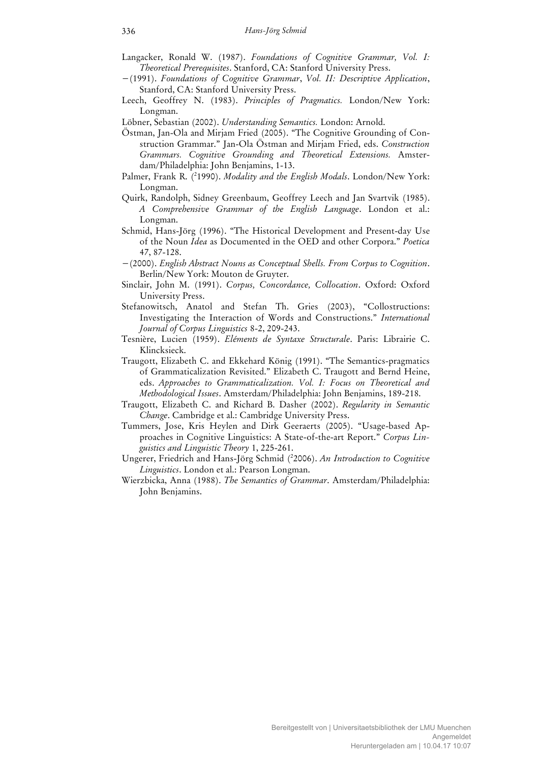Langacker, Ronald W. (1987). *Foundations of Cognitive Grammar, Vol. I: Theoretical Prerequisites*. Stanford, CA: Stanford University Press.

— (1991). *Foundations of Cognitive Grammar*, *Vol. II: Descriptive Application*, Stanford, CA: Stanford University Press.

Leech, Geoffrey N. (1983). *Principles of Pragmatics.* London/New York: Longman.

Löbner, Sebastian (2002). *Understanding Semantics.* London: Arnold.

Östman, Jan-Ola and Mirjam Fried (2005). "The Cognitive Grounding of Construction Grammar." Jan-Ola Östman and Mirjam Fried, eds. *Construction Grammars. Cognitive Grounding and Theoretical Extensions.* Amsterdam/Philadelphia: John Benjamins, 1-13.

Palmer, Frank R. ([2]1990). *Modality and the English Modals*. London/New York: Longman.

Quirk, Randolph, Sidney Greenbaum, Geoffrey Leech and Jan Svartvik (1985). *A Comprehensive Grammar of the English Language*. London et al.: Longman.

Schmid, Hans-Jörg (1996). "The Historical Development and Present-day Use of the Noun *Idea* as Documented in the OED and other Corpora." *Poetica* 47, 87-128.

— (2000). *English Abstract Nouns as Conceptual Shells. From Corpus to Cognition*. Berlin/New York: Mouton de Gruyter.

Sinclair, John M. (1991). *Corpus, Concordance, Collocation*. Oxford: Oxford University Press.

Stefanowitsch, Anatol and Stefan Th. Gries (2003), "Collostructions: Investigating the Interaction of Words and Constructions." *International Journal of Corpus Linguistics* 8-2, 209-243.

Tesnière, Lucien (1959). *Eléments de Syntaxe Structurale*. Paris: Librairie C. Klincksieck.

Traugott, Elizabeth C. and Ekkehard König (1991). "The Semantics-pragmatics of Grammaticalization Revisited." Elizabeth C. Traugott and Bernd Heine, eds. *Approaches to Grammaticalization. Vol. I: Focus on Theoretical and Methodological Issues*. Amsterdam/Philadelphia: John Benjamins, 189-218.

Traugott, Elizabeth C. and Richard B. Dasher (2002). *Regularity in Semantic Change*. Cambridge et al.: Cambridge University Press.

Tummers, Jose, Kris Heylen and Dirk Geeraerts (2005). "Usage-based Approaches in Cognitive Linguistics: A State-of-the-art Report." *Corpus Linguistics and Linguistic Theory* 1, 225-261.

Ungerer, Friedrich and Hans-Jörg Schmid ([2]2006). *An Introduction to Cognitive Linguistics*. London et al.: Pearson Longman.

Wierzbicka, Anna (1988). *The Semantics of Grammar*. Amsterdam/Philadelphia: John Benjamins.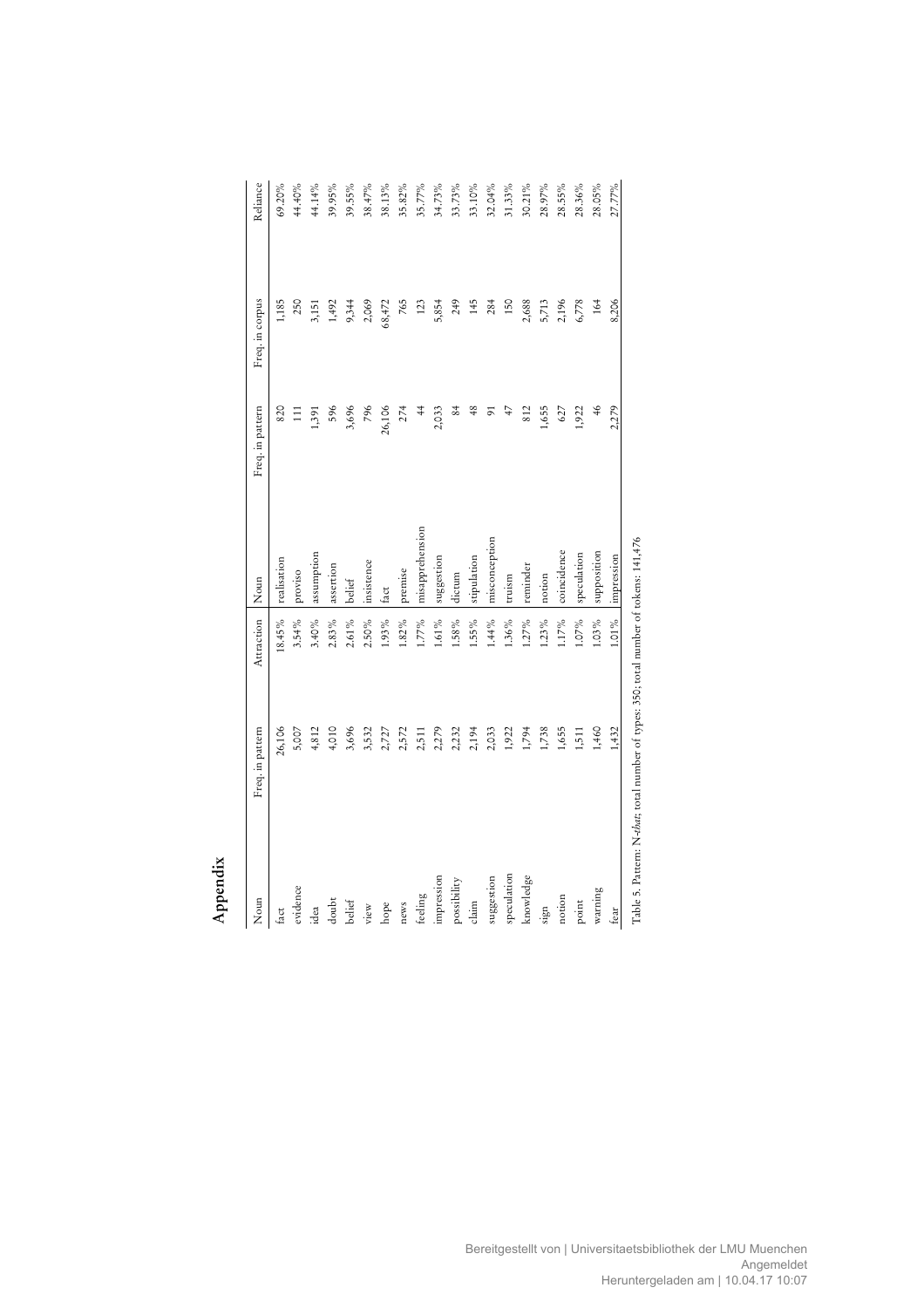# Appendix

| Noun | Freq. in pattern | Attraction | Noun | Freq. in pattern | Freq. in corpus | Reliance |
|---|---|---|---|---|---|---|
| fact | 26,106 | 18.45% | realisation | 820 | 1,185 | 69.20% |
| evidence | 5,007 | 3.54% | proviso | 111 | 250 | 44.40% |
| idea | 4,812 | 3.40% | assumption | 1,391 | 3,151 | 44.14% |
| doubt | 4,010 | 2.83% | assertion | 596 | 1,492 | 39.95% |
| belief | 3,696 | 2.61% | belief | 3,696 | 9,344 | 39.55% |
| view | 3,532 | 2.50% | insistence | 796 | 2,069 | 38.47% |
| hope | 2,727 | 1.93% | fact | 26,106 | 68,472 | 38.13% |
| news | 2,572 | 1.82% | premise | 274 | 765 | 35.82% |
| feeling | 2,511 | 1.77% | misapprehension | 44 | 123 | 35.77% |
| impression | 2,279 | 1.61% | suggestion | 2,033 | 5,854 | 34.73% |
| possibility | 2,232 | 1.58% | dictum | 84 | 249 | 33.73% |
| claim | 2,194 | 1.55% | stipulation | 48 | 145 | 33.10% |
| suggestion | 2,033 | 1.44% | misconception | 91 | 284 | 32.04% |
| speculation | 1,922 | 1.36% | truism | 47 | 150 | 31.33% |
| knowledge | 1,794 | 1.27% | reminder | 812 | 2,688 | 30.21% |
| sign | 1,738 | 1.23% | notion | 1,655 | 5,713 | 28.97% |
| notion | 1,655 | 1.17% | coincidence | 627 | 2,196 | 28.55% |
| point | 1,511 | 1.07% | speculation | 1,922 | 6,778 | 28.36% |
| warning | 1,460 | 1.03% | supposition | 46 | 164 | 28.05% |
| fear | 1,432 | 1.01% | impression | 2,279 | 8,206 | 27.77% |

Table 5. Pattern: N-*that*; total number of types: 350; total number of tokens: 141,476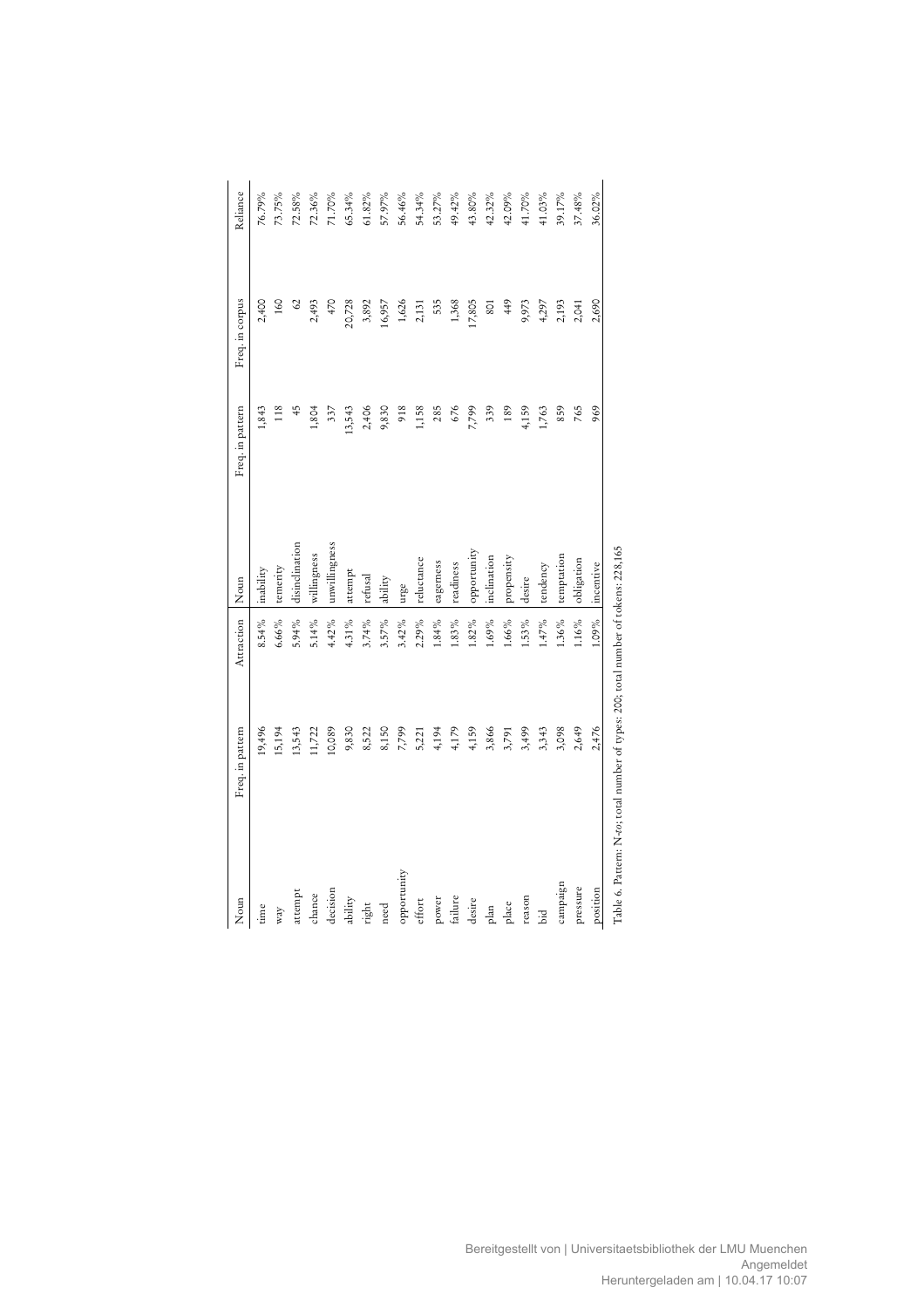| Noun | Freq. in pattern | Attraction | Noun | Freq. in pattern | Freq. in corpus | Reliance |
|---|---|---|---|---|---|---|
| time | 19,496 | 8.54% | inability | 1,843 | 2,400 | 76.79% |
| way | 15,194 | 6.66% | temerity | 118 | 160 | 73.75% |
| attempt | 13,543 | 5.94% | disinclination | 45 | 62 | 72.58% |
| chance | 11,722 | 5.14% | willingness | 1,804 | 2,493 | 72.36% |
| decision | 10,089 | 4.42% | unwillingness | 337 | 470 | 71.70% |
| ability | 9,830 | 4.31% | attempt | 13,543 | 20,728 | 65.34% |
| right | 8,522 | 3.74% | refusal | 2,406 | 3,892 | 61.82% |
| need | 8,150 | 3.57% | ability | 9,830 | 16,957 | 57.97% |
| opportunity | 7,799 | 3.42% | urge | 918 | 1,626 | 56.46% |
| effort | 5,221 | 2.29% | reluctance | 1,158 | 2,131 | 54.34% |
| power | 4,194 | 1.84% | eagerness | 285 | 535 | 53.27% |
| failure | 4,179 | 1.83% | readiness | 676 | 1,368 | 49.42% |
| desire | 4,159 | 1.82% | opportunity | 7,799 | 17,805 | 43.80% |
| plan | 3,866 | 1.69% | inclination | 339 | 801 | 42.32% |
| place | 3,791 | 1.66% | propensity | 189 | 449 | 42.09% |
| reason | 3,499 | 1.53% | desire | 4,159 | 9,973 | 41.70% |
| bid | 3,343 | 1.47% | tendency | 1,763 | 4,297 | 41.03% |
| campaign | 3,098 | 1.36% | temptation | 859 | 2,193 | 39.17% |
| pressure | 2,649 | 1.16% | obligation | 765 | 2,041 | 37.48% |
| position | 2,476 | 1.09% | incentive | 969 | 2,690 | 36.02% |

Table 6. Pattern: N-*to*; total number of types: 200; total number of tokens: 228,165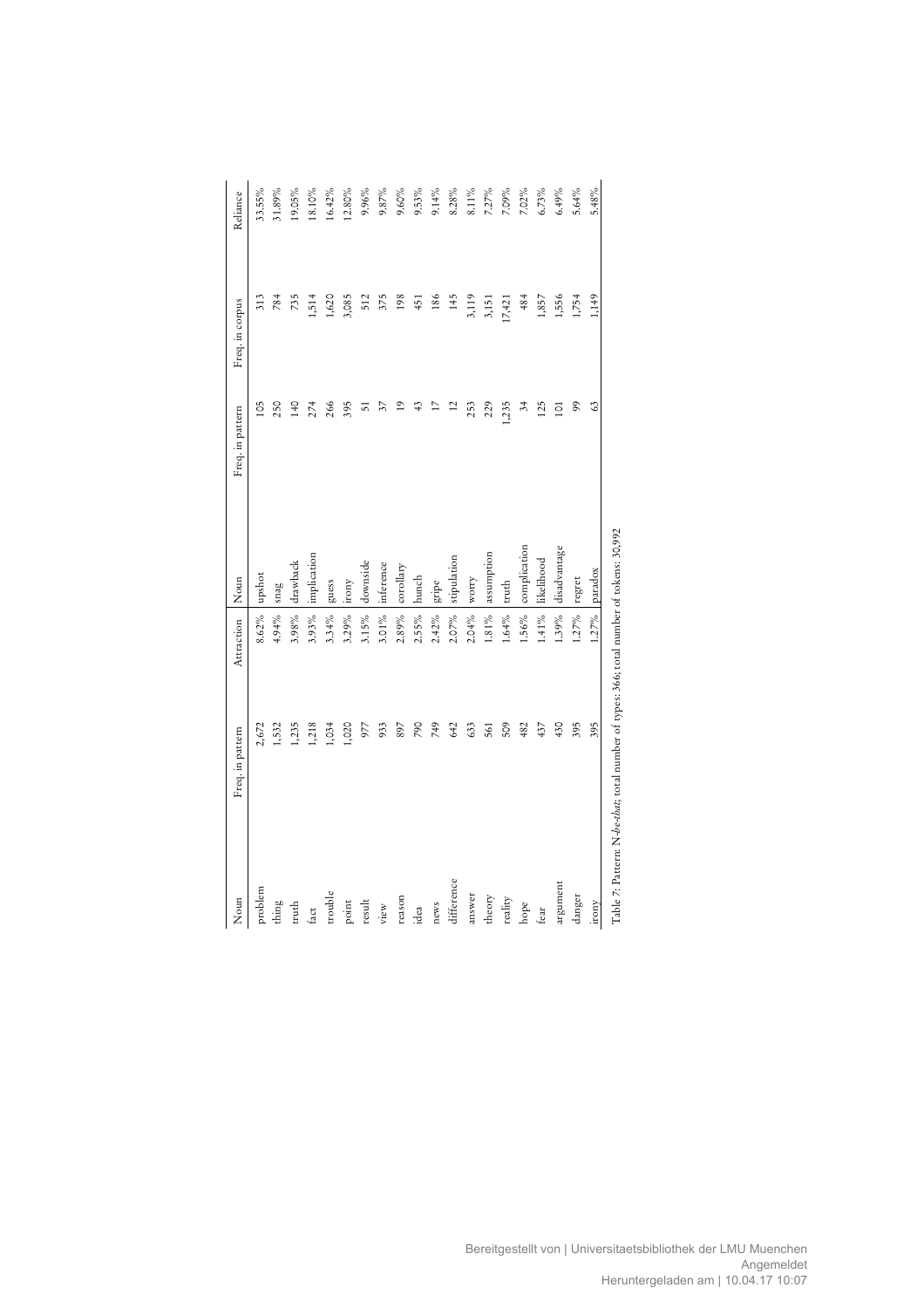| Noun | Freq. in pattern | Attraction | Noun | Freq. in pattern | Freq. in corpus | Reliance |
|---|---|---|---|---|---|---|
| problem | 2,672 | 8.62% | upshot | 105 | 313 | 33.55% |
| thing | 1,532 | 4.94% | snag | 250 | 784 | 31.89% |
| truth | 1,235 | 3.98% | drawback | 140 | 735 | 19.05% |
| fact | 1,218 | 3.93% | implication | 274 | 1,514 | 18.10% |
| trouble | 1,034 | 3.34% | guess | 266 | 1,620 | 16.42% |
| point | 1,020 | 3.29% | irony | 395 | 3,085 | 12.80% |
| result | 977 | 3.15% | downside | 51 | 512 | 9.96% |
| view | 933 | 3.01% | inference | 37 | 375 | 9.87% |
| reason | 897 | 2.89% | corollary | 19 | 198 | 9.60% |
| idea | 790 | 2.55% | hunch | 43 | 451 | 9.53% |
| news | 749 | 2.42% | gripe | 17 | 186 | 9.14% |
| difference | 642 | 2.07% | stipulation | 12 | 145 | 8.28% |
| answer | 633 | 2.04% | worry | 253 | 3,119 | 8.11% |
| theory | 561 | 1.81% | assumption | 229 | 3,151 | 7.27% |
| reality | 509 | 1.64% | truth | 1,235 | 17,421 | 7.09% |
| hope | 482 | 1.56% | complication | 34 | 484 | 7.02% |
| fear | 437 | 1.41% | likelihood | 125 | 1,857 | 6.73% |
| argument | 430 | 1.39% | disadvantage | 101 | 1,556 | 6.49% |
| danger | 395 | 1.27% | regret | 99 | 1,754 | 5.64% |
| irony | 395 | 1.27% | paradox | 63 | 1,149 | 5.48% |

Table 7: Pattern: N-*be-that*; total number of types: 366; total number of tokens: 30,992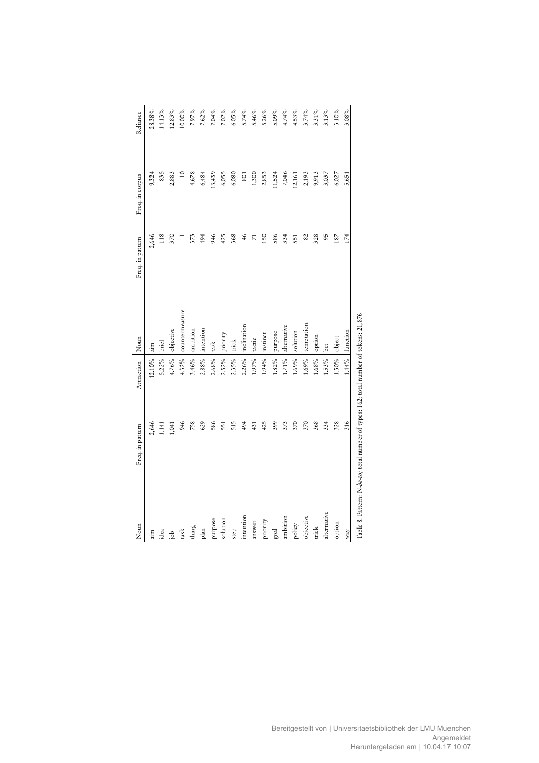| Noun | Freq. in pattern | Attraction | Noun | Freq. in pattern | Freq. in corpus | Reliance |
|---|---|---|---|---|---|---|
| aim | 2,646 | 12.10% | aim | 2,646 | 9,324 | 28.38% |
| idea | 1,141 | 5.22% | brief | 118 | 835 | 14.13% |
| job | 1,041 | 4.76% | objective | 370 | 2,883 | 12.83% |
| task | 946 | 4.32% | countermeasure | 1 | 10 | 10.00% |
| thing | 758 | 3.46% | ambition | 373 | 4,678 | 7.97% |
| plan | 629 | 2.88% | intention | 494 | 6,484 | 7.62% |
| purpose | 586 | 2.68% | task | 946 | 13,439 | 7.04% |
| solution | 551 | 2.52% | priority | 425 | 6,055 | 7.02% |
| step | 515 | 2.35% | trick | 368 | 6,080 | 6.05% |
| intention | 494 | 2.26% | inclination | 46 | 801 | 5.74% |
| answer | 431 | 1.97% | tactic | 71 | 1,300 | 5.46% |
| priority | 425 | 1.94% | instinct | 150 | 2,853 | 5.26% |
| goal | 399 | 1.82% | purpose | 586 | 11,524 | 5.09% |
| ambition | 373 | 1.71% | alternative | 334 | 7,046 | 4.74% |
| policy | 370 | 1.69% | solution | 551 | 12,161 | 4.53% |
| objective | 370 | 1.69% | temptation | 82 | 2,193 | 3.74% |
| trick | 368 | 1.68% | option | 328 | 9,913 | 3.31% |
| alternative | 334 | 1.53% | bet | 95 | 3,037 | 3.13% |
| option | 328 | 1.50% | object | 187 | 6,027 | 3.10% |
| way | 316 | 1.44% | function | 174 | 5,651 | 3.08% |

Table 8. Pattern: N-*be*-*to*; total number of types: 162; total number of tokens: 21,876